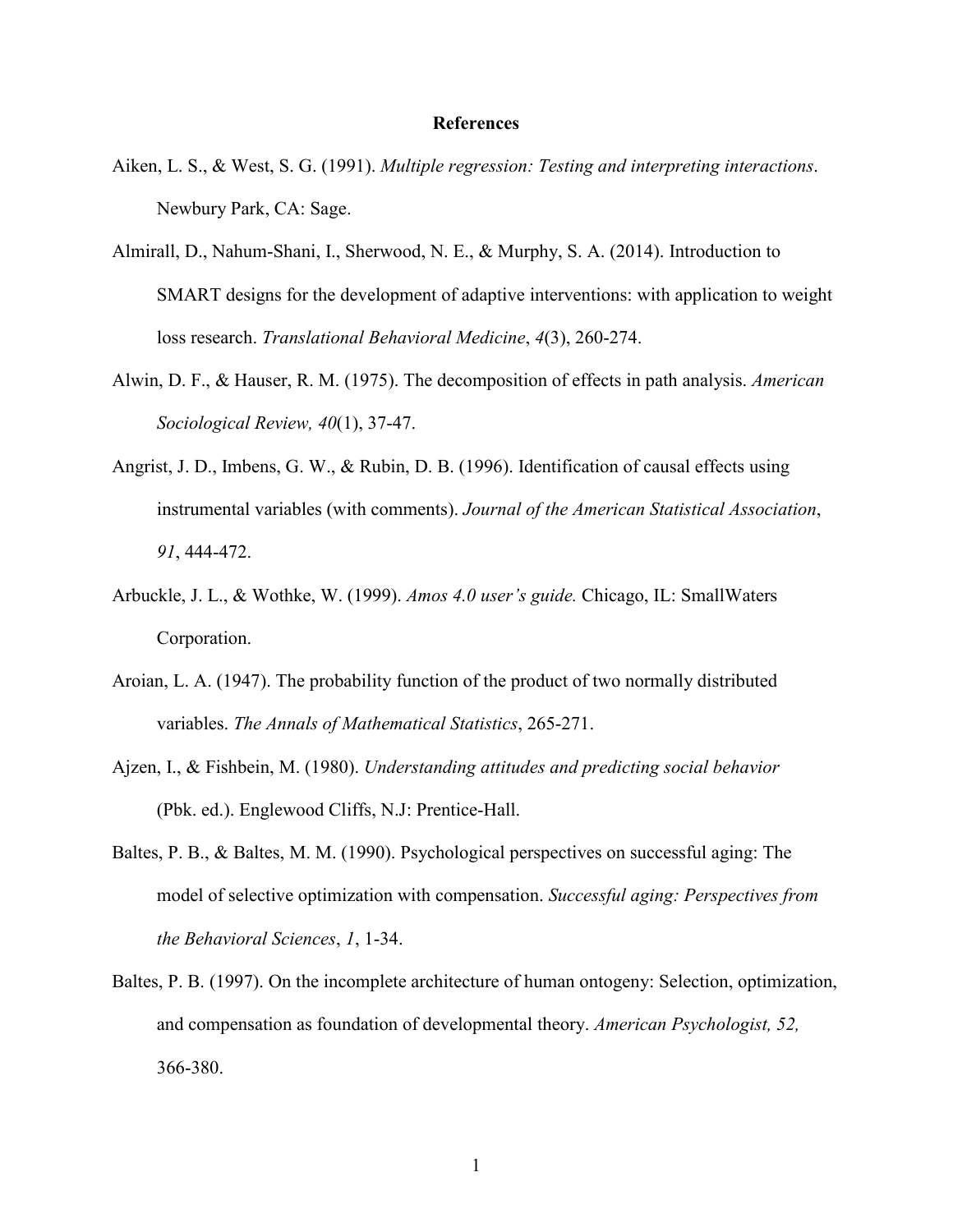# References

Aiken, L. S., & West, S. G. (1991). *Multiple regression: Testing and interpreting interactions*. Newbury Park, CA: Sage.

Almirall, D., Nahum-Shani, I., Sherwood, N. E., & Murphy, S. A. (2014). Introduction to SMART designs for the development of adaptive interventions: with application to weight loss research. *Translational Behavioral Medicine*, *4*(3), 260-274.

Alwin, D. F., & Hauser, R. M. (1975). The decomposition of effects in path analysis. *American Sociological Review, 40*(1), 37-47.

Angrist, J. D., Imbens, G. W., & Rubin, D. B. (1996). Identification of causal effects using instrumental variables (with comments). *Journal of the American Statistical Association*, *91*, 444-472.

Arbuckle, J. L., & Wothke, W. (1999). *Amos 4.0 user's guide.* Chicago, IL: SmallWaters Corporation.

Aroian, L. A. (1947). The probability function of the product of two normally distributed variables. *The Annals of Mathematical Statistics*, 265-271.

Ajzen, I., & Fishbein, M. (1980). *Understanding attitudes and predicting social behavior* (Pbk. ed.). Englewood Cliffs, N.J: Prentice-Hall.

Baltes, P. B., & Baltes, M. M. (1990). Psychological perspectives on successful aging: The model of selective optimization with compensation. *Successful aging: Perspectives from the Behavioral Sciences*, *1*, 1-34.

Baltes, P. B. (1997). On the incomplete architecture of human ontogeny: Selection, optimization, and compensation as foundation of developmental theory. *American Psychologist, 52,* 366-380.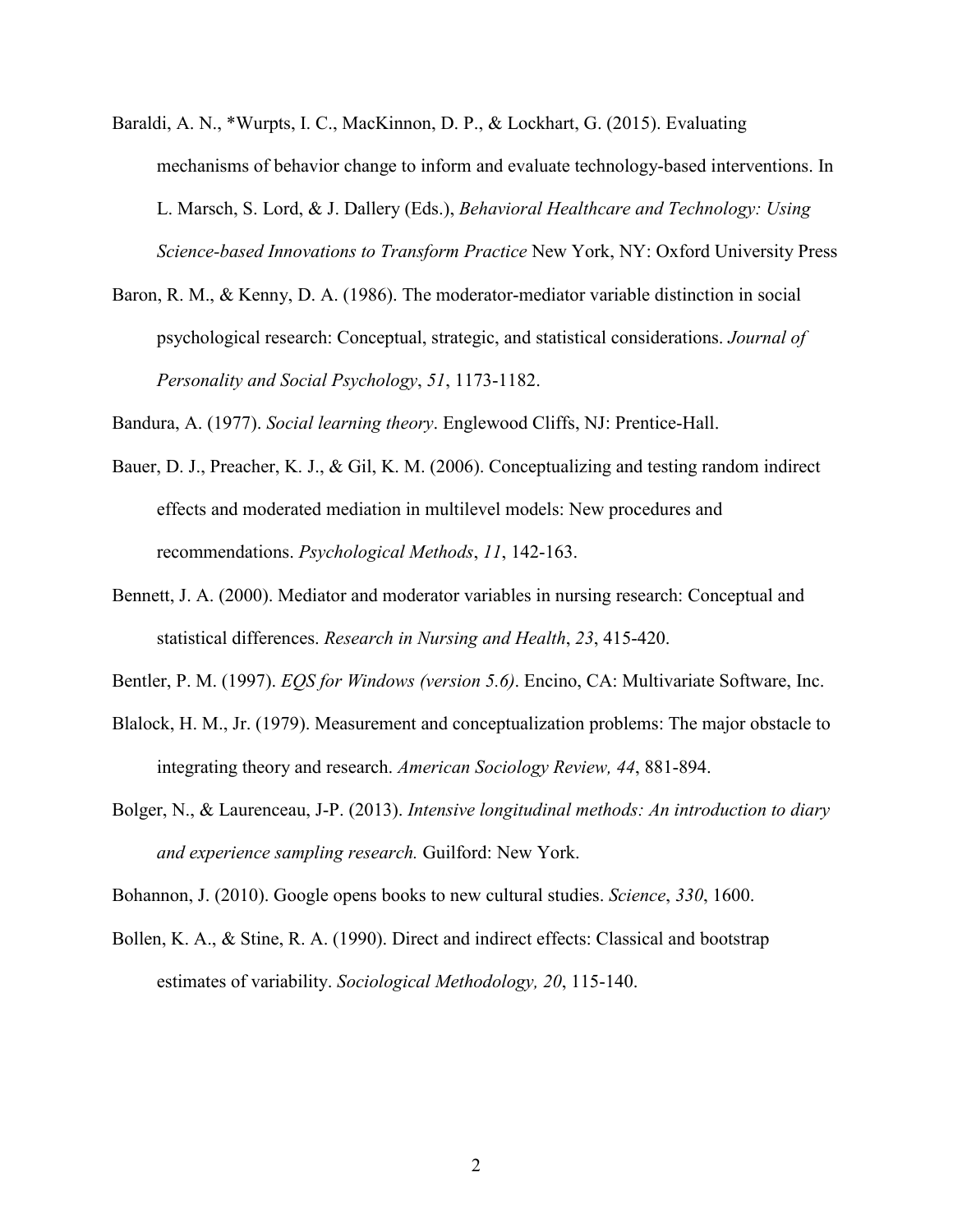Baraldi, A. N., *Wurpts, I. C., MacKinnon, D. P., & Lockhart, G. (2015). Evaluating mechanisms of behavior change to inform and evaluate technology-based interventions. In L. Marsch, S. Lord, & J. Dallery (Eds.), *Behavioral Healthcare and Technology: Using Science-based Innovations to Transform Practice* New York, NY: Oxford University Press

Baron, R. M., & Kenny, D. A. (1986). The moderator-mediator variable distinction in social psychological research: Conceptual, strategic, and statistical considerations. *Journal of Personality and Social Psychology*, *51*, 1173-1182.

Bandura, A. (1977). *Social learning theory*. Englewood Cliffs, NJ: Prentice-Hall.

Bauer, D. J., Preacher, K. J., & Gil, K. M. (2006). Conceptualizing and testing random indirect effects and moderated mediation in multilevel models: New procedures and recommendations. *Psychological Methods*, *11*, 142-163.

Bennett, J. A. (2000). Mediator and moderator variables in nursing research: Conceptual and statistical differences. *Research in Nursing and Health*, *23*, 415-420.

Bentler, P. M. (1997). *EQS for Windows (version 5.6)*. Encino, CA: Multivariate Software, Inc.

Blalock, H. M., Jr. (1979). Measurement and conceptualization problems: The major obstacle to integrating theory and research. *American Sociology Review, 44*, 881-894.

Bolger, N., & Laurenceau, J-P. (2013). *Intensive longitudinal methods: An introduction to diary and experience sampling research.* Guilford: New York.

Bohannon, J. (2010). Google opens books to new cultural studies. *Science*, *330*, 1600.

Bollen, K. A., & Stine, R. A. (1990). Direct and indirect effects: Classical and bootstrap estimates of variability. *Sociological Methodology, 20*, 115-140.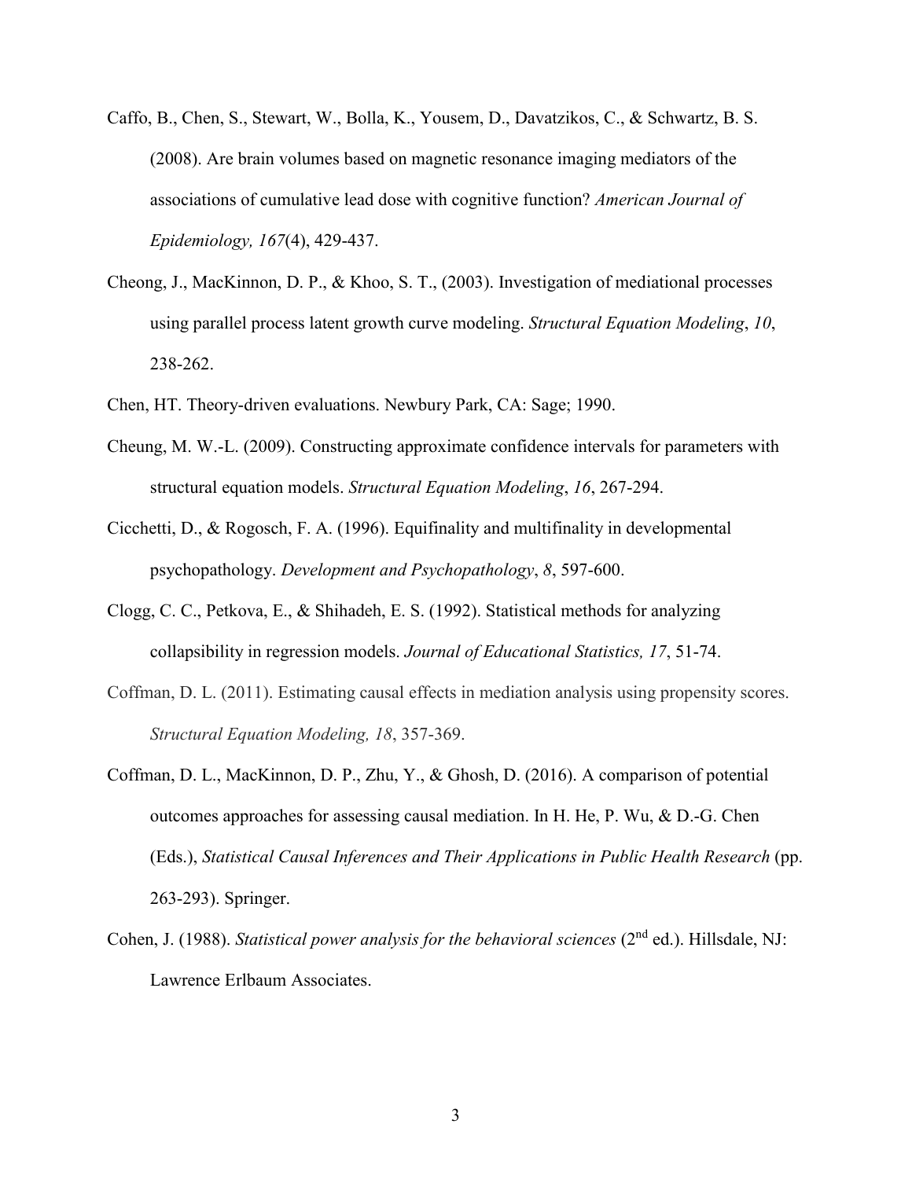Caffo, B., Chen, S., Stewart, W., Bolla, K., Yousem, D., Davatzikos, C., & Schwartz, B. S. (2008). Are brain volumes based on magnetic resonance imaging mediators of the associations of cumulative lead dose with cognitive function? *American Journal of Epidemiology, 167*(4), 429-437.

Cheong, J., MacKinnon, D. P., & Khoo, S. T., (2003). Investigation of mediational processes using parallel process latent growth curve modeling. *Structural Equation Modeling*, *10*, 238-262.

Chen, HT. Theory-driven evaluations. Newbury Park, CA: Sage; 1990.

Cheung, M. W.-L. (2009). Constructing approximate confidence intervals for parameters with structural equation models. *Structural Equation Modeling*, *16*, 267-294.

Cicchetti, D., & Rogosch, F. A. (1996). Equifinality and multifinality in developmental psychopathology. *Development and Psychopathology*, *8*, 597-600.

Clogg, C. C., Petkova, E., & Shihadeh, E. S. (1992). Statistical methods for analyzing collapsibility in regression models. *Journal of Educational Statistics, 17*, 51-74.

Coffman, D. L. (2011). Estimating causal effects in mediation analysis using propensity scores. *Structural Equation Modeling, 18*, 357-369.

Coffman, D. L., MacKinnon, D. P., Zhu, Y., & Ghosh, D. (2016). A comparison of potential outcomes approaches for assessing causal mediation. In H. He, P. Wu, & D.-G. Chen (Eds.), *Statistical Causal Inferences and Their Applications in Public Health Research* (pp. 263-293). Springer.

Cohen, J. (1988). *Statistical power analysis for the behavioral sciences* (2nd ed.). Hillsdale, NJ: Lawrence Erlbaum Associates.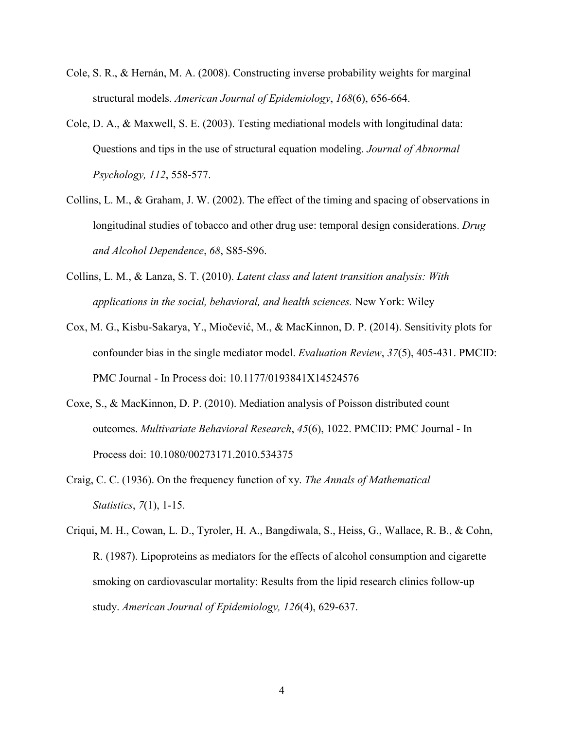Cole, S. R., & Hernán, M. A. (2008). Constructing inverse probability weights for marginal structural models. *American Journal of Epidemiology*, *168*(6), 656-664.

Cole, D. A., & Maxwell, S. E. (2003). Testing mediational models with longitudinal data: Questions and tips in the use of structural equation modeling. *Journal of Abnormal Psychology, 112*, 558-577.

Collins, L. M., & Graham, J. W. (2002). The effect of the timing and spacing of observations in longitudinal studies of tobacco and other drug use: temporal design considerations. *Drug and Alcohol Dependence*, *68*, S85-S96.

Collins, L. M., & Lanza, S. T. (2010). *Latent class and latent transition analysis: With applications in the social, behavioral, and health sciences.* New York: Wiley

Cox, M. G., Kisbu-Sakarya, Y., Miočević, M., & MacKinnon, D. P. (2014). Sensitivity plots for confounder bias in the single mediator model. *Evaluation Review*, *37*(5), 405-431. PMCID: PMC Journal - In Process doi: 10.1177/0193841X14524576

Coxe, S., & MacKinnon, D. P. (2010). Mediation analysis of Poisson distributed count outcomes. *Multivariate Behavioral Research*, *45*(6), 1022. PMCID: PMC Journal - In Process doi: 10.1080/00273171.2010.534375

Craig, C. C. (1936). On the frequency function of xy. *The Annals of Mathematical Statistics*, *7*(1), 1-15.

Criqui, M. H., Cowan, L. D., Tyroler, H. A., Bangdiwala, S., Heiss, G., Wallace, R. B., & Cohn, R. (1987). Lipoproteins as mediators for the effects of alcohol consumption and cigarette smoking on cardiovascular mortality: Results from the lipid research clinics follow-up study. *American Journal of Epidemiology, 126*(4), 629-637.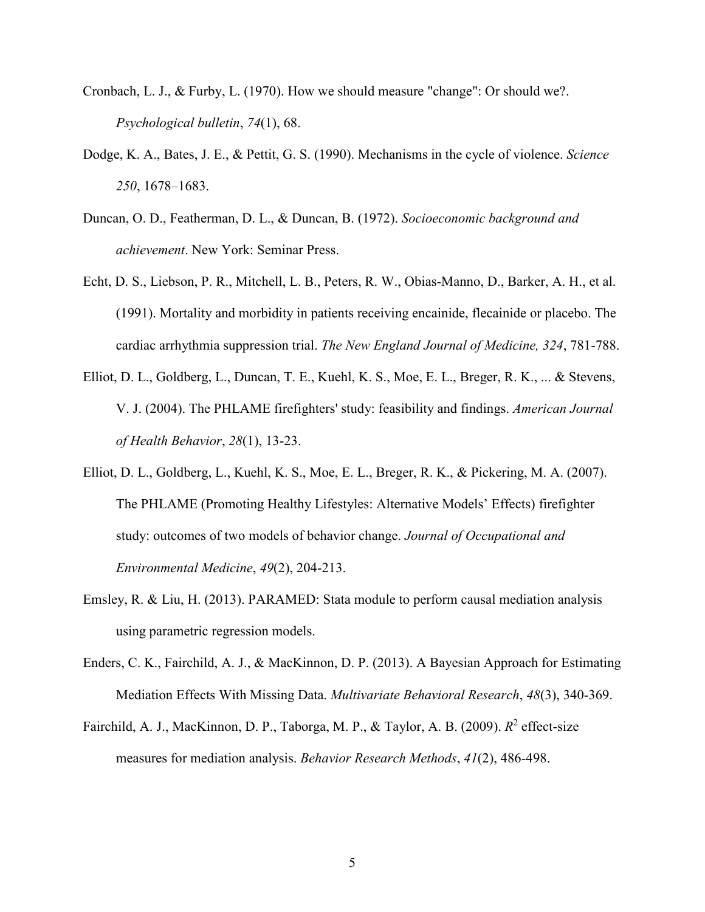Cronbach, L. J., & Furby, L. (1970). How we should measure "change": Or should we?. *Psychological bulletin*, *74*(1), 68.

Dodge, K. A., Bates, J. E., & Pettit, G. S. (1990). Mechanisms in the cycle of violence. *Science 250*, 1678–1683.

Duncan, O. D., Featherman, D. L., & Duncan, B. (1972). *Socioeconomic background and achievement*. New York: Seminar Press.

Echt, D. S., Liebson, P. R., Mitchell, L. B., Peters, R. W., Obias-Manno, D., Barker, A. H., et al. (1991). Mortality and morbidity in patients receiving encainide, flecainide or placebo. The cardiac arrhythmia suppression trial. *The New England Journal of Medicine, 324*, 781-788.

Elliot, D. L., Goldberg, L., Duncan, T. E., Kuehl, K. S., Moe, E. L., Breger, R. K., ... & Stevens, V. J. (2004). The PHLAME firefighters' study: feasibility and findings. *American Journal of Health Behavior*, *28*(1), 13-23.

Elliot, D. L., Goldberg, L., Kuehl, K. S., Moe, E. L., Breger, R. K., & Pickering, M. A. (2007). The PHLAME (Promoting Healthy Lifestyles: Alternative Models' Effects) firefighter study: outcomes of two models of behavior change. *Journal of Occupational and Environmental Medicine*, *49*(2), 204-213.

Emsley, R. & Liu, H. (2013). PARAMED: Stata module to perform causal mediation analysis using parametric regression models.

Enders, C. K., Fairchild, A. J., & MacKinnon, D. P. (2013). A Bayesian Approach for Estimating Mediation Effects With Missing Data. *Multivariate Behavioral Research*, *48*(3), 340-369.

Fairchild, A. J., MacKinnon, D. P., Taborga, M. P., & Taylor, A. B. (2009). $R^2$ effect-size measures for mediation analysis. *Behavior Research Methods*, *41*(2), 486-498.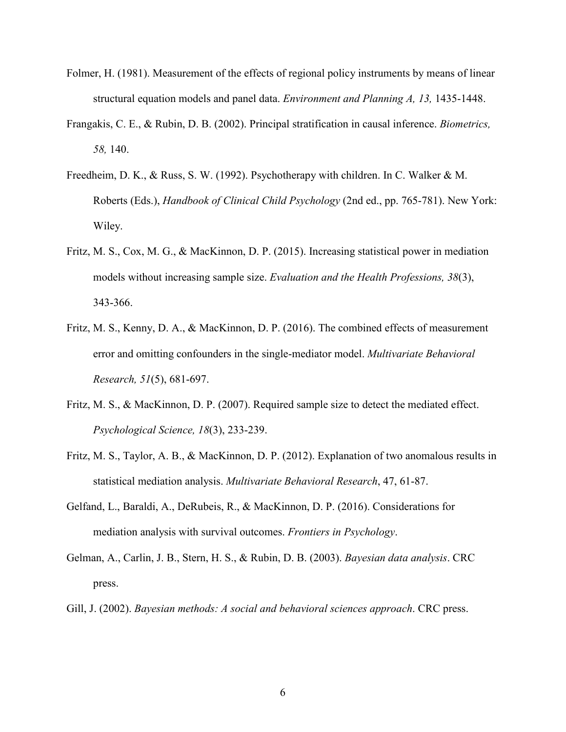Folmer, H. (1981). Measurement of the effects of regional policy instruments by means of linear structural equation models and panel data. *Environment and Planning A, 13,* 1435-1448.

Frangakis, C. E., & Rubin, D. B. (2002). Principal stratification in causal inference. *Biometrics, 58,* 140.

Freedheim, D. K., & Russ, S. W. (1992). Psychotherapy with children. In C. Walker & M. Roberts (Eds.), *Handbook of Clinical Child Psychology* (2nd ed., pp. 765-781). New York: Wiley.

Fritz, M. S., Cox, M. G., & MacKinnon, D. P. (2015). Increasing statistical power in mediation models without increasing sample size. *Evaluation and the Health Professions, 38*(3), 343-366.

Fritz, M. S., Kenny, D. A., & MacKinnon, D. P. (2016). The combined effects of measurement error and omitting confounders in the single-mediator model. *Multivariate Behavioral Research, 51*(5), 681-697.

Fritz, M. S., & MacKinnon, D. P. (2007). Required sample size to detect the mediated effect. *Psychological Science, 18*(3), 233-239.

Fritz, M. S., Taylor, A. B., & MacKinnon, D. P. (2012). Explanation of two anomalous results in statistical mediation analysis. *Multivariate Behavioral Research*, 47, 61-87.

Gelfand, L., Baraldi, A., DeRubeis, R., & MacKinnon, D. P. (2016). Considerations for mediation analysis with survival outcomes. *Frontiers in Psychology*.

Gelman, A., Carlin, J. B., Stern, H. S., & Rubin, D. B. (2003). *Bayesian data analysis*. CRC press.

Gill, J. (2002). *Bayesian methods: A social and behavioral sciences approach*. CRC press.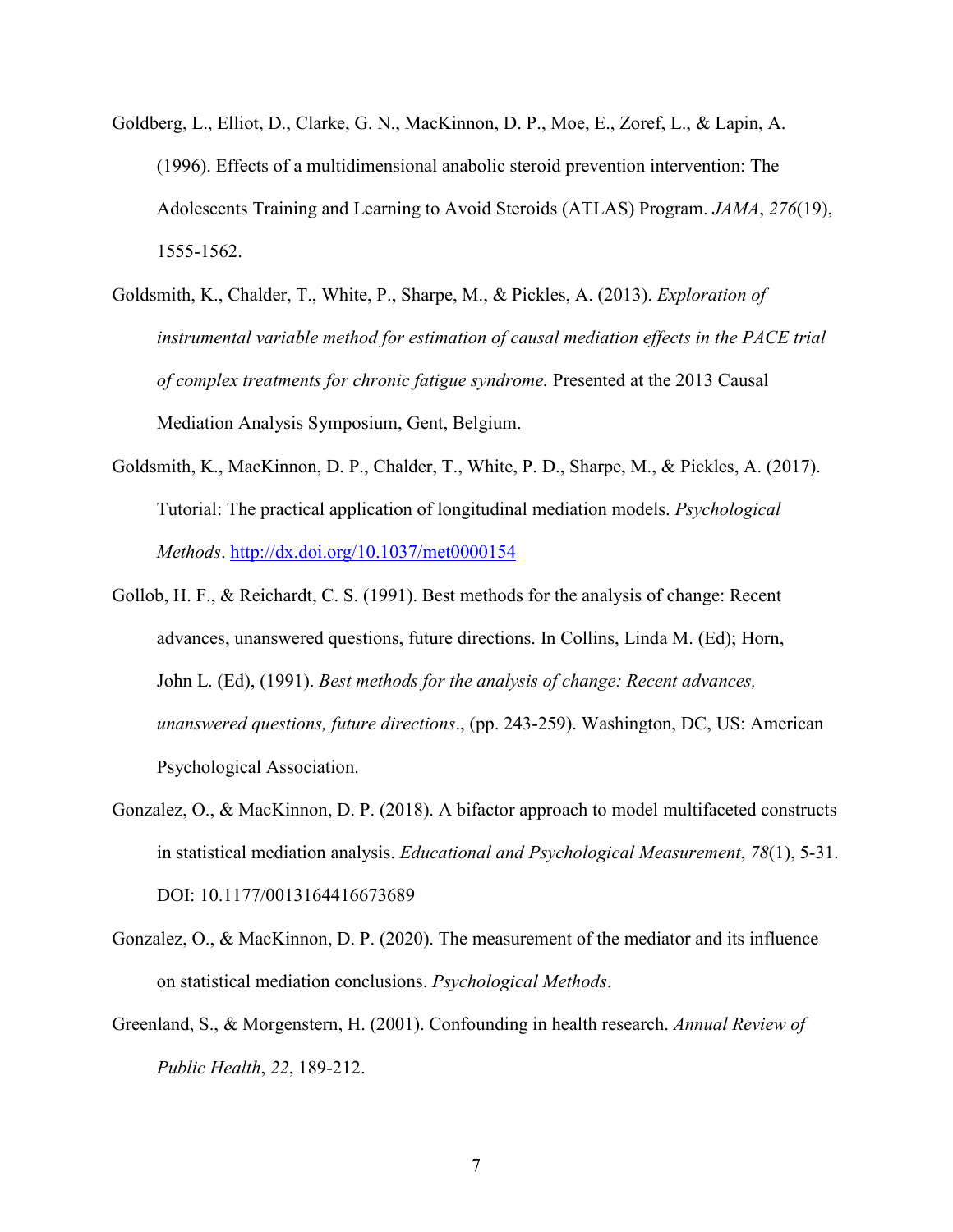Goldberg, L., Elliot, D., Clarke, G. N., MacKinnon, D. P., Moe, E., Zoref, L., & Lapin, A. (1996). Effects of a multidimensional anabolic steroid prevention intervention: The Adolescents Training and Learning to Avoid Steroids (ATLAS) Program. *JAMA*, *276*(19), 1555-1562.

Goldsmith, K., Chalder, T., White, P., Sharpe, M., & Pickles, A. (2013). *Exploration of instrumental variable method for estimation of causal mediation effects in the PACE trial of complex treatments for chronic fatigue syndrome.* Presented at the 2013 Causal Mediation Analysis Symposium, Gent, Belgium.

Goldsmith, K., MacKinnon, D. P., Chalder, T., White, P. D., Sharpe, M., & Pickles, A. (2017). Tutorial: The practical application of longitudinal mediation models. *Psychological Methods*. http://dx.doi.org/10.1037/met0000154

Gollob, H. F., & Reichardt, C. S. (1991). Best methods for the analysis of change: Recent advances, unanswered questions, future directions. In Collins, Linda M. (Ed); Horn, John L. (Ed), (1991). *Best methods for the analysis of change: Recent advances, unanswered questions, future directions*., (pp. 243-259). Washington, DC, US: American Psychological Association.

Gonzalez, O., & MacKinnon, D. P. (2018). A bifactor approach to model multifaceted constructs in statistical mediation analysis. *Educational and Psychological Measurement*, *78*(1), 5-31. DOI: 10.1177/0013164416673689

Gonzalez, O., & MacKinnon, D. P. (2020). The measurement of the mediator and its influence on statistical mediation conclusions. *Psychological Methods*.

Greenland, S., & Morgenstern, H. (2001). Confounding in health research. *Annual Review of Public Health*, *22*, 189-212.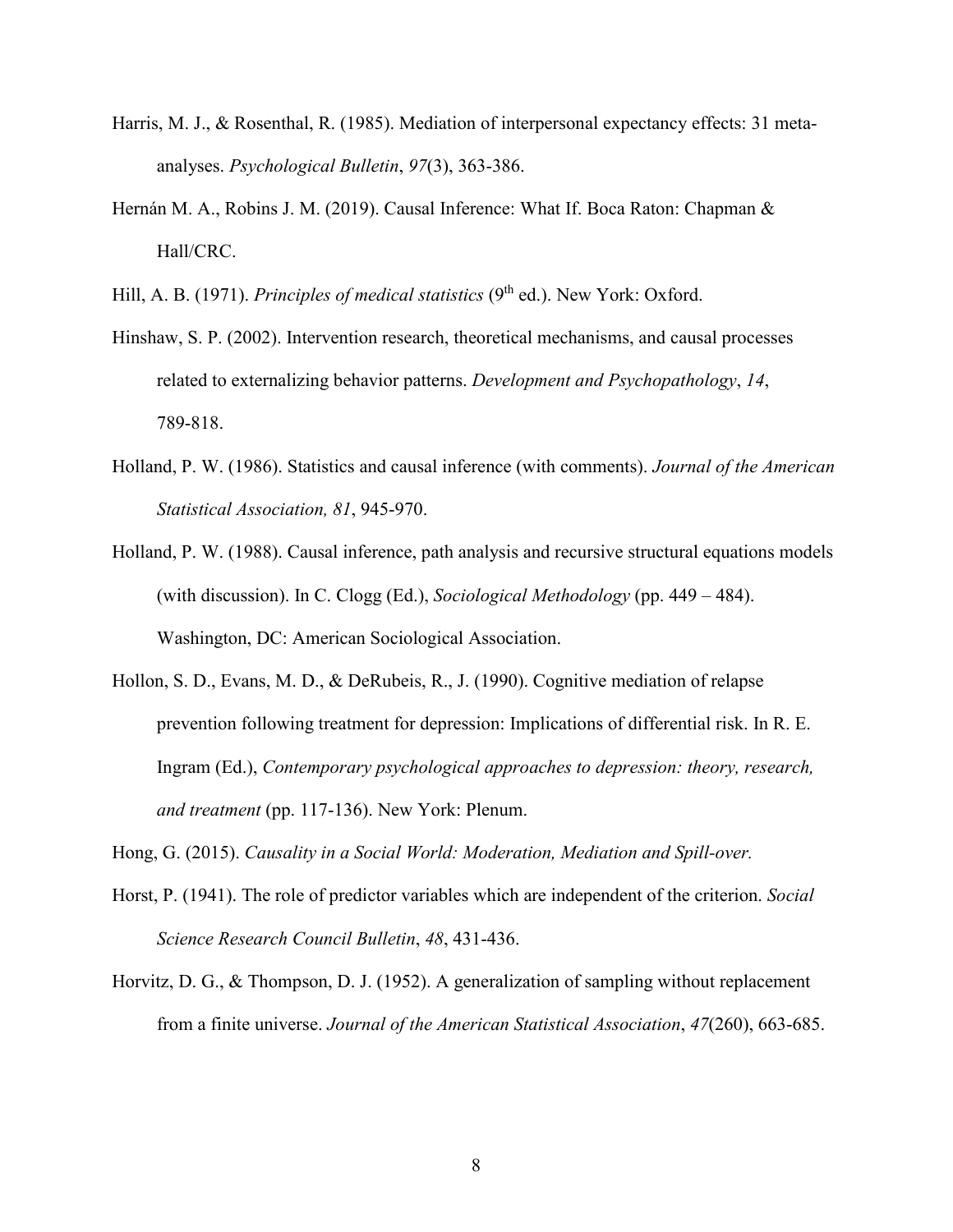Harris, M. J., & Rosenthal, R. (1985). Mediation of interpersonal expectancy effects: 31 meta-analyses. *Psychological Bulletin*, *97*(3), 363-386.

Hernán M. A., Robins J. M. (2019). Causal Inference: What If. Boca Raton: Chapman & Hall/CRC.

Hill, A. B. (1971). *Principles of medical statistics* (9th ed.). New York: Oxford.

Hinshaw, S. P. (2002). Intervention research, theoretical mechanisms, and causal processes related to externalizing behavior patterns. *Development and Psychopathology*, *14*, 789-818.

Holland, P. W. (1986). Statistics and causal inference (with comments). *Journal of the American Statistical Association, 81*, 945-970.

Holland, P. W. (1988). Causal inference, path analysis and recursive structural equations models (with discussion). In C. Clogg (Ed.), *Sociological Methodology* (pp. 449 – 484). Washington, DC: American Sociological Association.

Hollon, S. D., Evans, M. D., & DeRubeis, R., J. (1990). Cognitive mediation of relapse prevention following treatment for depression: Implications of differential risk. In R. E. Ingram (Ed.), *Contemporary psychological approaches to depression: theory, research, and treatment* (pp. 117-136). New York: Plenum.

Hong, G. (2015). *Causality in a Social World: Moderation, Mediation and Spill-over.*

Horst, P. (1941). The role of predictor variables which are independent of the criterion. *Social Science Research Council Bulletin*, *48*, 431-436.

Horvitz, D. G., & Thompson, D. J. (1952). A generalization of sampling without replacement from a finite universe. *Journal of the American Statistical Association*, *47*(260), 663-685.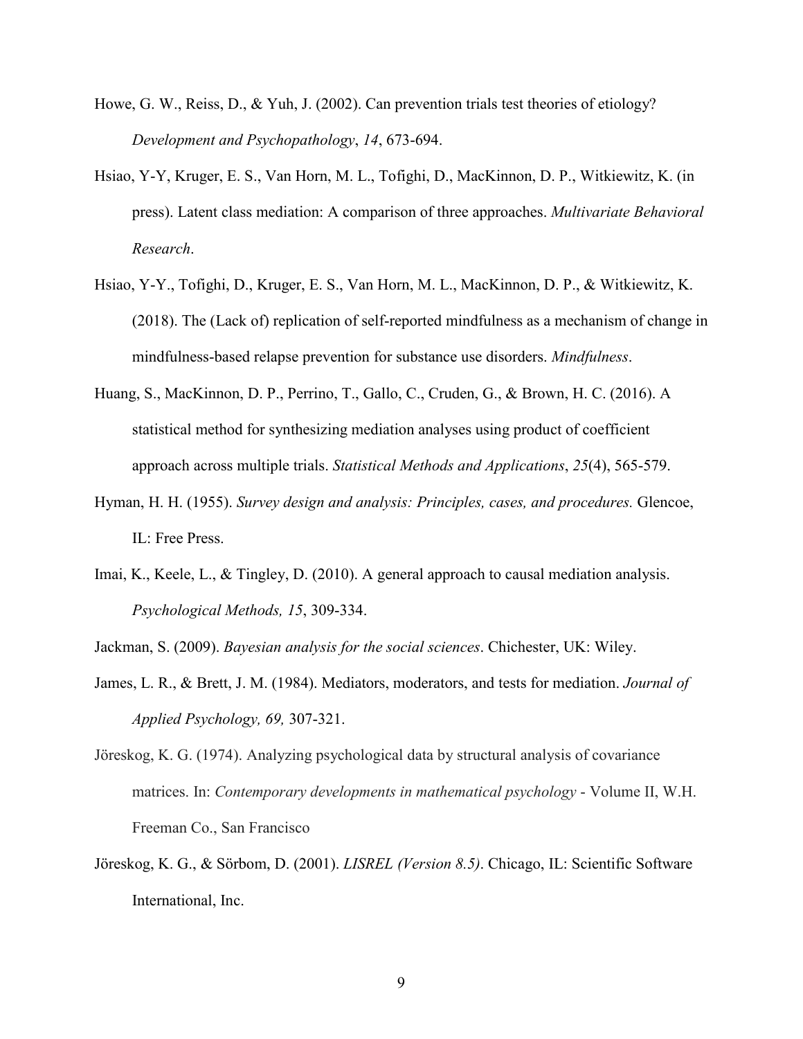Howe, G. W., Reiss, D., & Yuh, J. (2002). Can prevention trials test theories of etiology? *Development and Psychopathology*, *14*, 673-694.

Hsiao, Y-Y, Kruger, E. S., Van Horn, M. L., Tofighi, D., MacKinnon, D. P., Witkiewitz, K. (in press). Latent class mediation: A comparison of three approaches. *Multivariate Behavioral Research*.

Hsiao, Y-Y., Tofighi, D., Kruger, E. S., Van Horn, M. L., MacKinnon, D. P., & Witkiewitz, K. (2018). The (Lack of) replication of self-reported mindfulness as a mechanism of change in mindfulness-based relapse prevention for substance use disorders. *Mindfulness*.

Huang, S., MacKinnon, D. P., Perrino, T., Gallo, C., Cruden, G., & Brown, H. C. (2016). A statistical method for synthesizing mediation analyses using product of coefficient approach across multiple trials. *Statistical Methods and Applications*, *25*(4), 565-579.

Hyman, H. H. (1955). *Survey design and analysis: Principles, cases, and procedures.* Glencoe, IL: Free Press.

Imai, K., Keele, L., & Tingley, D. (2010). A general approach to causal mediation analysis. *Psychological Methods, 15*, 309-334.

Jackman, S. (2009). *Bayesian analysis for the social sciences*. Chichester, UK: Wiley.

James, L. R., & Brett, J. M. (1984). Mediators, moderators, and tests for mediation. *Journal of Applied Psychology, 69,* 307-321.

Jöreskog, K. G. (1974). Analyzing psychological data by structural analysis of covariance matrices. In: *Contemporary developments in mathematical psychology* - Volume II, W.H. Freeman Co., San Francisco

Jöreskog, K. G., & Sörbom, D. (2001). *LISREL (Version 8.5)*. Chicago, IL: Scientific Software International, Inc.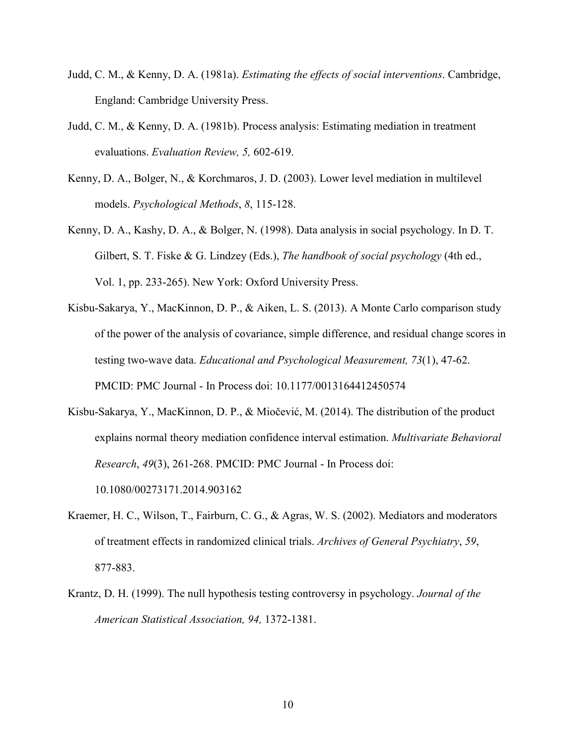Judd, C. M., & Kenny, D. A. (1981a). *Estimating the effects of social interventions*. Cambridge, England: Cambridge University Press.

Judd, C. M., & Kenny, D. A. (1981b). Process analysis: Estimating mediation in treatment evaluations. *Evaluation Review, 5,* 602-619.

Kenny, D. A., Bolger, N., & Korchmaros, J. D. (2003). Lower level mediation in multilevel models. *Psychological Methods*, *8*, 115-128.

Kenny, D. A., Kashy, D. A., & Bolger, N. (1998). Data analysis in social psychology. In D. T. Gilbert, S. T. Fiske & G. Lindzey (Eds.), *The handbook of social psychology* (4th ed., Vol. 1, pp. 233-265). New York: Oxford University Press.

Kisbu-Sakarya, Y., MacKinnon, D. P., & Aiken, L. S. (2013). A Monte Carlo comparison study of the power of the analysis of covariance, simple difference, and residual change scores in testing two-wave data. *Educational and Psychological Measurement, 73*(1), 47-62. PMCID: PMC Journal - In Process doi: 10.1177/0013164412450574

Kisbu-Sakarya, Y., MacKinnon, D. P., & Miočević, M. (2014). The distribution of the product explains normal theory mediation confidence interval estimation. *Multivariate Behavioral Research*, *49*(3), 261-268. PMCID: PMC Journal - In Process doi: 10.1080/00273171.2014.903162

Kraemer, H. C., Wilson, T., Fairburn, C. G., & Agras, W. S. (2002). Mediators and moderators of treatment effects in randomized clinical trials. *Archives of General Psychiatry*, *59*, 877-883.

Krantz, D. H. (1999). The null hypothesis testing controversy in psychology. *Journal of the American Statistical Association, 94,* 1372-1381.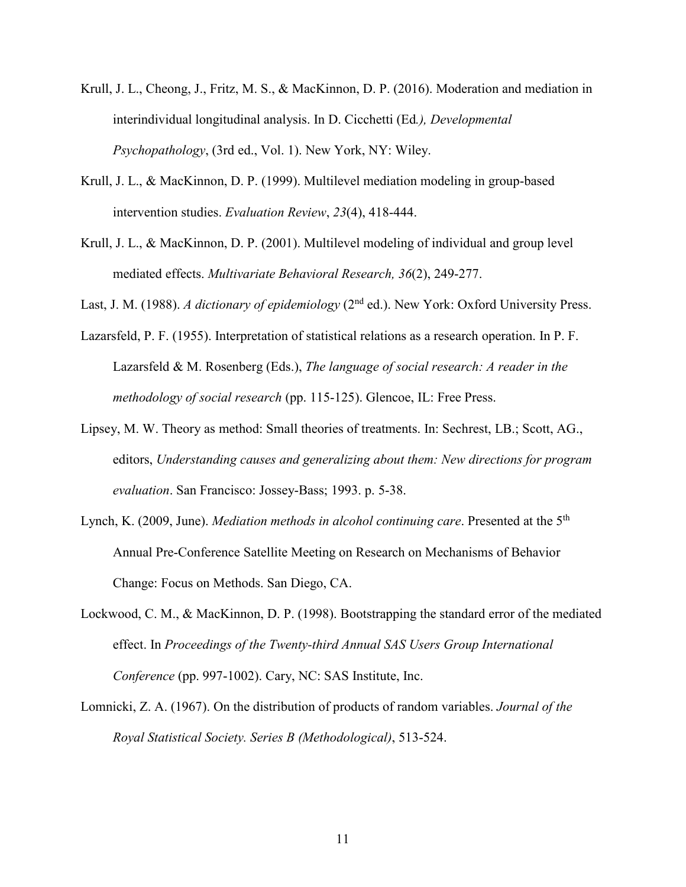Krull, J. L., Cheong, J., Fritz, M. S., & MacKinnon, D. P. (2016). Moderation and mediation in interindividual longitudinal analysis. In D. Cicchetti (Ed*.), Developmental Psychopathology*, (3rd ed., Vol. 1). New York, NY: Wiley.

Krull, J. L., & MacKinnon, D. P. (1999). Multilevel mediation modeling in group-based intervention studies. *Evaluation Review*, *23*(4), 418-444.

Krull, J. L., & MacKinnon, D. P. (2001). Multilevel modeling of individual and group level mediated effects. *Multivariate Behavioral Research, 36*(2), 249-277.

Last, J. M. (1988). *A dictionary of epidemiology* (2nd ed.). New York: Oxford University Press.

Lazarsfeld, P. F. (1955). Interpretation of statistical relations as a research operation. In P. F. Lazarsfeld & M. Rosenberg (Eds.), *The language of social research: A reader in the methodology of social research* (pp. 115-125). Glencoe, IL: Free Press.

Lipsey, M. W. Theory as method: Small theories of treatments. In: Sechrest, LB.; Scott, AG., editors, *Understanding causes and generalizing about them: New directions for program evaluation*. San Francisco: Jossey-Bass; 1993. p. 5-38.

Lynch, K. (2009, June). *Mediation methods in alcohol continuing care*. Presented at the 5th Annual Pre-Conference Satellite Meeting on Research on Mechanisms of Behavior Change: Focus on Methods. San Diego, CA.

Lockwood, C. M., & MacKinnon, D. P. (1998). Bootstrapping the standard error of the mediated effect. In *Proceedings of the Twenty-third Annual SAS Users Group International Conference* (pp. 997-1002). Cary, NC: SAS Institute, Inc.

Lomnicki, Z. A. (1967). On the distribution of products of random variables. *Journal of the Royal Statistical Society. Series B (Methodological)*, 513-524.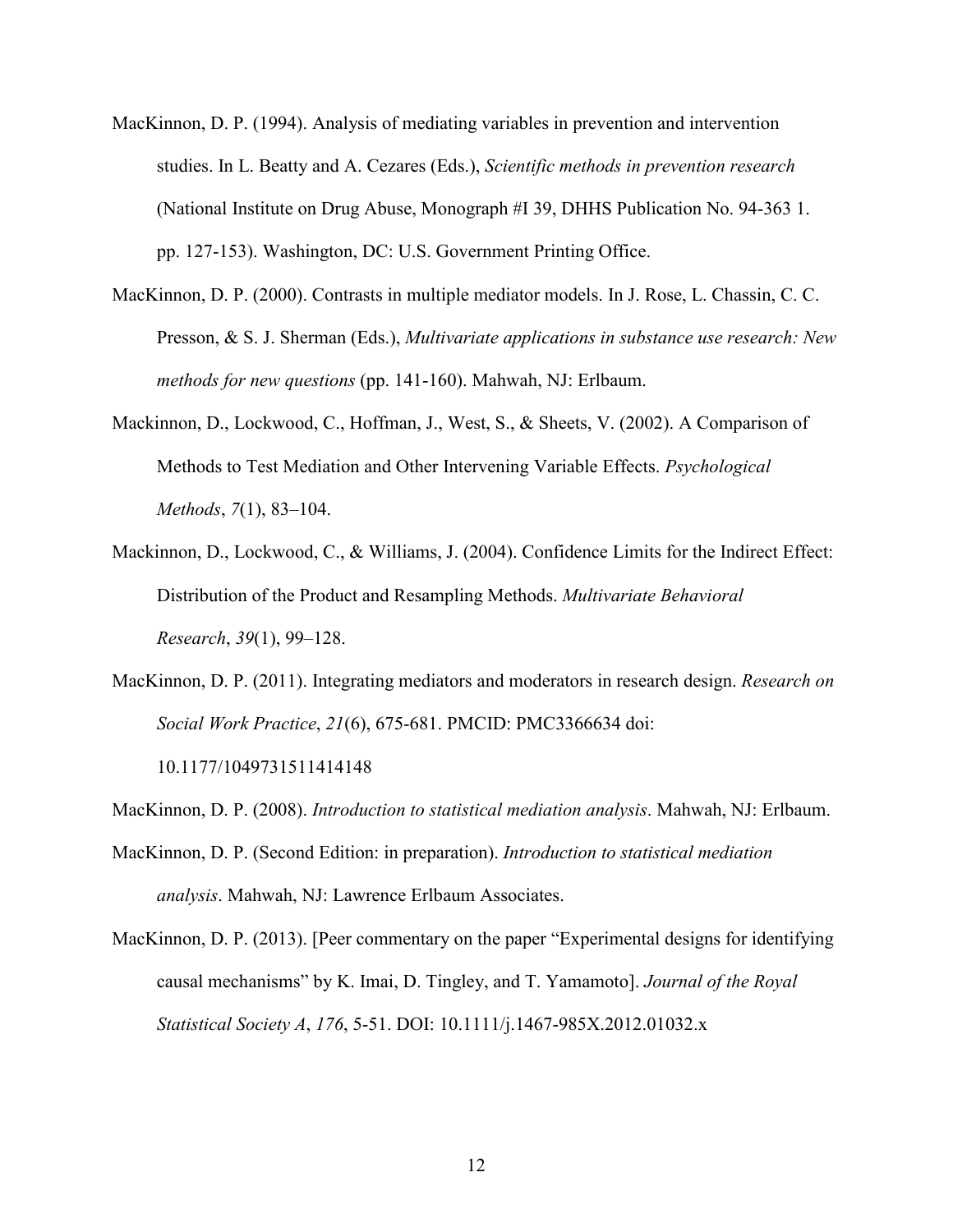MacKinnon, D. P. (1994). Analysis of mediating variables in prevention and intervention studies. In L. Beatty and A. Cezares (Eds.), *Scientific methods in prevention research* (National Institute on Drug Abuse, Monograph #I 39, DHHS Publication No. 94-363 1. pp. 127-153). Washington, DC: U.S. Government Printing Office.

MacKinnon, D. P. (2000). Contrasts in multiple mediator models. In J. Rose, L. Chassin, C. C. Presson, & S. J. Sherman (Eds.), *Multivariate applications in substance use research: New methods for new questions* (pp. 141-160). Mahwah, NJ: Erlbaum.

Mackinnon, D., Lockwood, C., Hoffman, J., West, S., & Sheets, V. (2002). A Comparison of Methods to Test Mediation and Other Intervening Variable Effects. *Psychological Methods*, *7*(1), 83–104.

Mackinnon, D., Lockwood, C., & Williams, J. (2004). Confidence Limits for the Indirect Effect: Distribution of the Product and Resampling Methods. *Multivariate Behavioral Research*, *39*(1), 99–128.

MacKinnon, D. P. (2011). Integrating mediators and moderators in research design. *Research on Social Work Practice*, *21*(6), 675-681. PMCID: PMC3366634 doi: 10.1177/1049731511414148

MacKinnon, D. P. (2008). *Introduction to statistical mediation analysis*. Mahwah, NJ: Erlbaum.

MacKinnon, D. P. (Second Edition: in preparation). *Introduction to statistical mediation analysis*. Mahwah, NJ: Lawrence Erlbaum Associates.

MacKinnon, D. P. (2013). [Peer commentary on the paper "Experimental designs for identifying causal mechanisms" by K. Imai, D. Tingley, and T. Yamamoto]. *Journal of the Royal Statistical Society A*, *176*, 5-51. DOI: 10.1111/j.1467-985X.2012.01032.x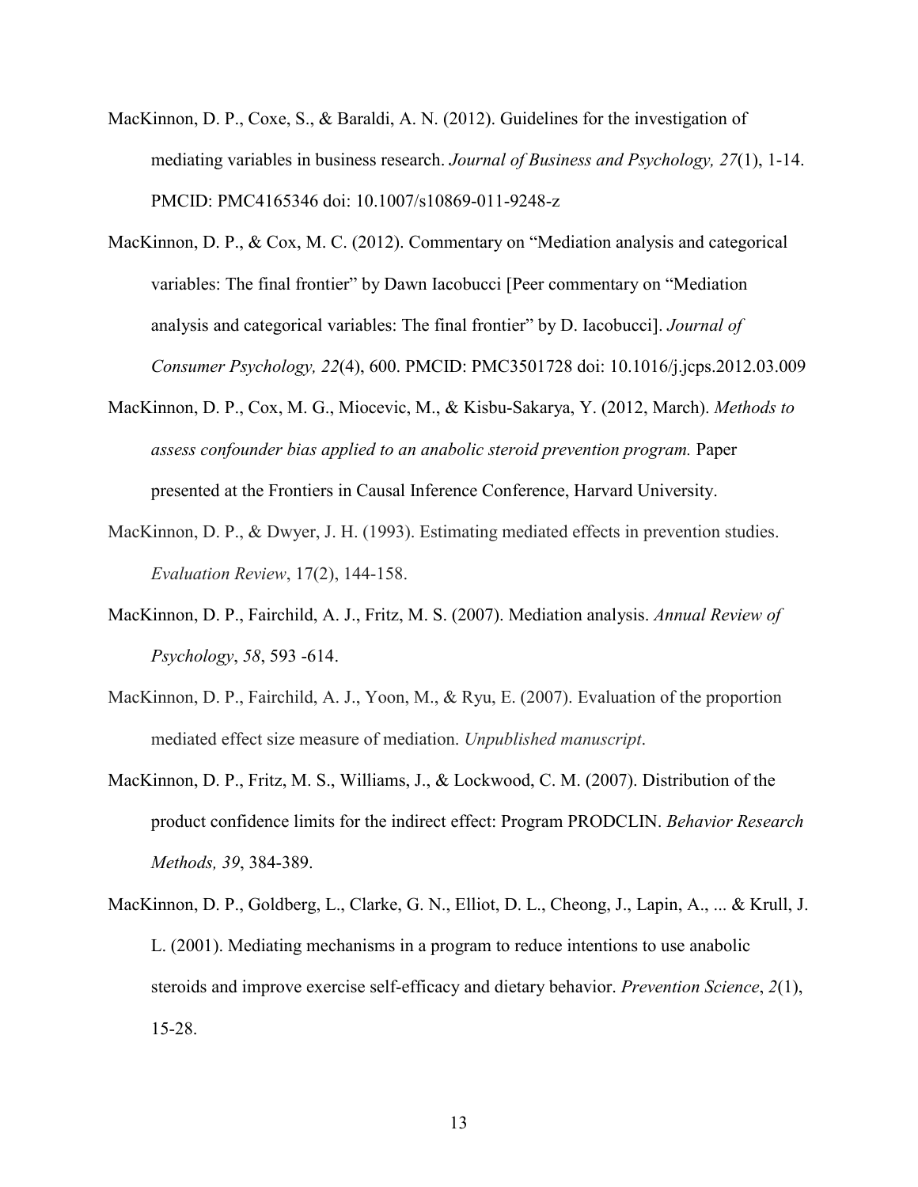MacKinnon, D. P., Coxe, S., & Baraldi, A. N. (2012). Guidelines for the investigation of mediating variables in business research. *Journal of Business and Psychology, 27*(1), 1-14. PMCID: PMC4165346 doi: 10.1007/s10869-011-9248-z

MacKinnon, D. P., & Cox, M. C. (2012). Commentary on "Mediation analysis and categorical variables: The final frontier" by Dawn Iacobucci [Peer commentary on "Mediation analysis and categorical variables: The final frontier" by D. Iacobucci]. *Journal of Consumer Psychology, 22*(4), 600. PMCID: PMC3501728 doi: 10.1016/j.jcps.2012.03.009

MacKinnon, D. P., Cox, M. G., Miocevic, M., & Kisbu-Sakarya, Y. (2012, March). *Methods to assess confounder bias applied to an anabolic steroid prevention program.* Paper presented at the Frontiers in Causal Inference Conference, Harvard University.

MacKinnon, D. P., & Dwyer, J. H. (1993). Estimating mediated effects in prevention studies. *Evaluation Review*, 17(2), 144-158.

MacKinnon, D. P., Fairchild, A. J., Fritz, M. S. (2007). Mediation analysis. *Annual Review of Psychology*, *58*, 593 -614.

MacKinnon, D. P., Fairchild, A. J., Yoon, M., & Ryu, E. (2007). Evaluation of the proportion mediated effect size measure of mediation. *Unpublished manuscript*.

MacKinnon, D. P., Fritz, M. S., Williams, J., & Lockwood, C. M. (2007). Distribution of the product confidence limits for the indirect effect: Program PRODCLIN. *Behavior Research Methods, 39*, 384-389.

MacKinnon, D. P., Goldberg, L., Clarke, G. N., Elliot, D. L., Cheong, J., Lapin, A., ... & Krull, J. L. (2001). Mediating mechanisms in a program to reduce intentions to use anabolic steroids and improve exercise self-efficacy and dietary behavior. *Prevention Science*, *2*(1), 15-28.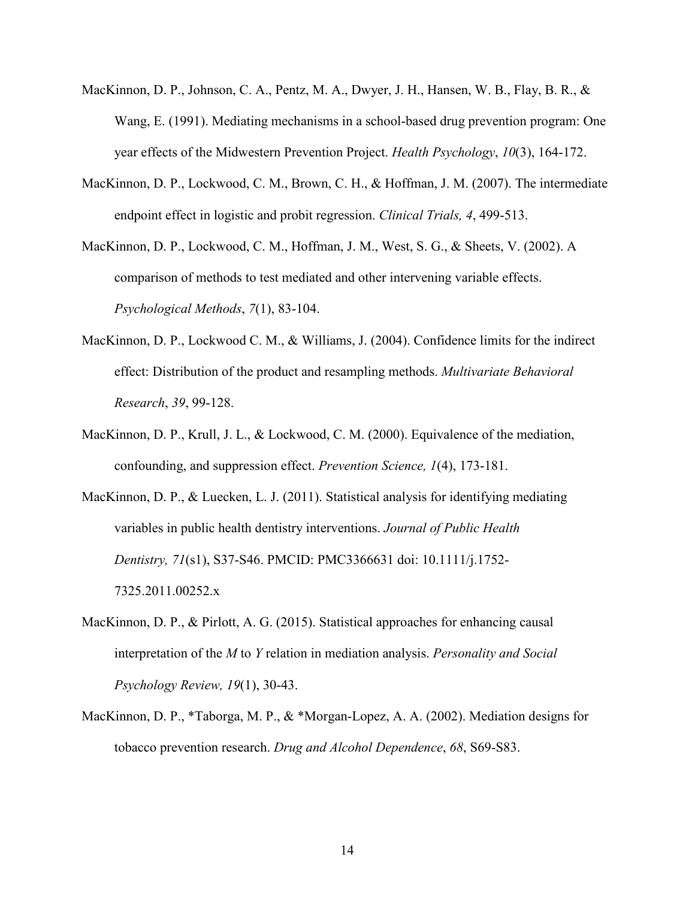MacKinnon, D. P., Johnson, C. A., Pentz, M. A., Dwyer, J. H., Hansen, W. B., Flay, B. R., & Wang, E. (1991). Mediating mechanisms in a school-based drug prevention program: One year effects of the Midwestern Prevention Project. *Health Psychology*, *10*(3), 164-172.

MacKinnon, D. P., Lockwood, C. M., Brown, C. H., & Hoffman, J. M. (2007). The intermediate endpoint effect in logistic and probit regression. *Clinical Trials, 4*, 499-513.

MacKinnon, D. P., Lockwood, C. M., Hoffman, J. M., West, S. G., & Sheets, V. (2002). A comparison of methods to test mediated and other intervening variable effects. *Psychological Methods*, *7*(1), 83-104.

MacKinnon, D. P., Lockwood C. M., & Williams, J. (2004). Confidence limits for the indirect effect: Distribution of the product and resampling methods. *Multivariate Behavioral Research*, *39*, 99-128.

MacKinnon, D. P., Krull, J. L., & Lockwood, C. M. (2000). Equivalence of the mediation, confounding, and suppression effect. *Prevention Science, 1*(4), 173-181.

MacKinnon, D. P., & Luecken, L. J. (2011). Statistical analysis for identifying mediating variables in public health dentistry interventions. *Journal of Public Health Dentistry, 71*(s1), S37-S46. PMCID: PMC3366631 doi: 10.1111/j.1752-7325.2011.00252.x

MacKinnon, D. P., & Pirlott, A. G. (2015). Statistical approaches for enhancing causal interpretation of the *M* to *Y* relation in mediation analysis. *Personality and Social Psychology Review, 19*(1), 30-43.

MacKinnon, D. P., *Taborga, M. P., & *Morgan-Lopez, A. A. (2002). Mediation designs for tobacco prevention research. *Drug and Alcohol Dependence*, *68*, S69-S83.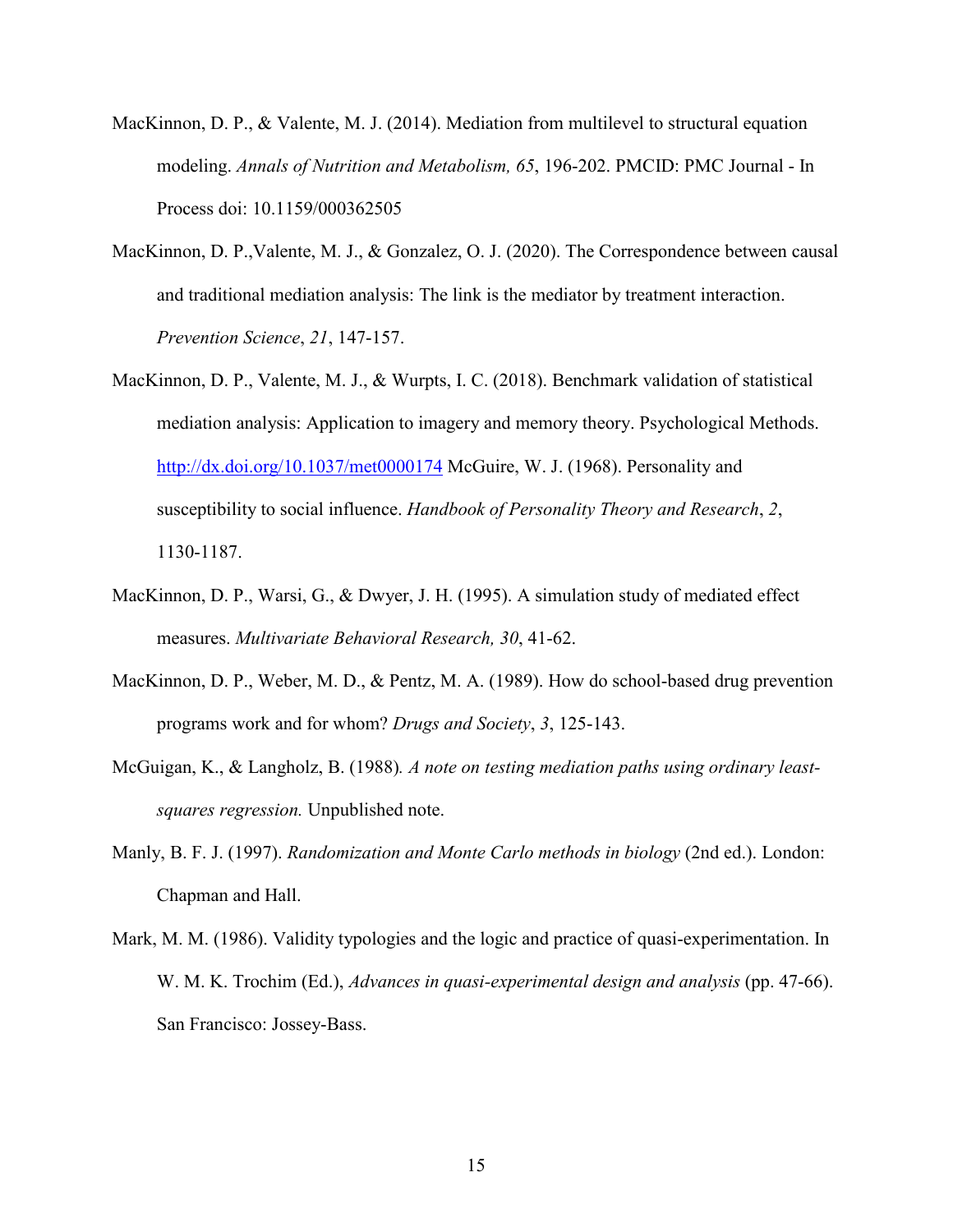MacKinnon, D. P., & Valente, M. J. (2014). Mediation from multilevel to structural equation modeling. *Annals of Nutrition and Metabolism, 65*, 196-202. PMCID: PMC Journal - In Process doi: 10.1159/000362505

MacKinnon, D. P.,Valente, M. J., & Gonzalez, O. J. (2020). The Correspondence between causal and traditional mediation analysis: The link is the mediator by treatment interaction. *Prevention Science*, *21*, 147-157.

MacKinnon, D. P., Valente, M. J., & Wurpts, I. C. (2018). Benchmark validation of statistical mediation analysis: Application to imagery and memory theory. Psychological Methods. [http://dx.doi.org/10.1037/met0000174](http://dx.doi.org/10.1037/met0000174) McGuire, W. J. (1968). Personality and susceptibility to social influence. *Handbook of Personality Theory and Research*, *2*, 1130-1187.

MacKinnon, D. P., Warsi, G., & Dwyer, J. H. (1995). A simulation study of mediated effect measures. *Multivariate Behavioral Research, 30*, 41-62.

MacKinnon, D. P., Weber, M. D., & Pentz, M. A. (1989). How do school-based drug prevention programs work and for whom? *Drugs and Society*, *3*, 125-143.

McGuigan, K., & Langholz, B. (1988)*. A note on testing mediation paths using ordinary least-squares regression.* Unpublished note.

Manly, B. F. J. (1997). *Randomization and Monte Carlo methods in biology* (2nd ed.). London: Chapman and Hall.

Mark, M. M. (1986). Validity typologies and the logic and practice of quasi-experimentation. In W. M. K. Trochim (Ed.), *Advances in quasi-experimental design and analysis* (pp. 47-66). San Francisco: Jossey-Bass.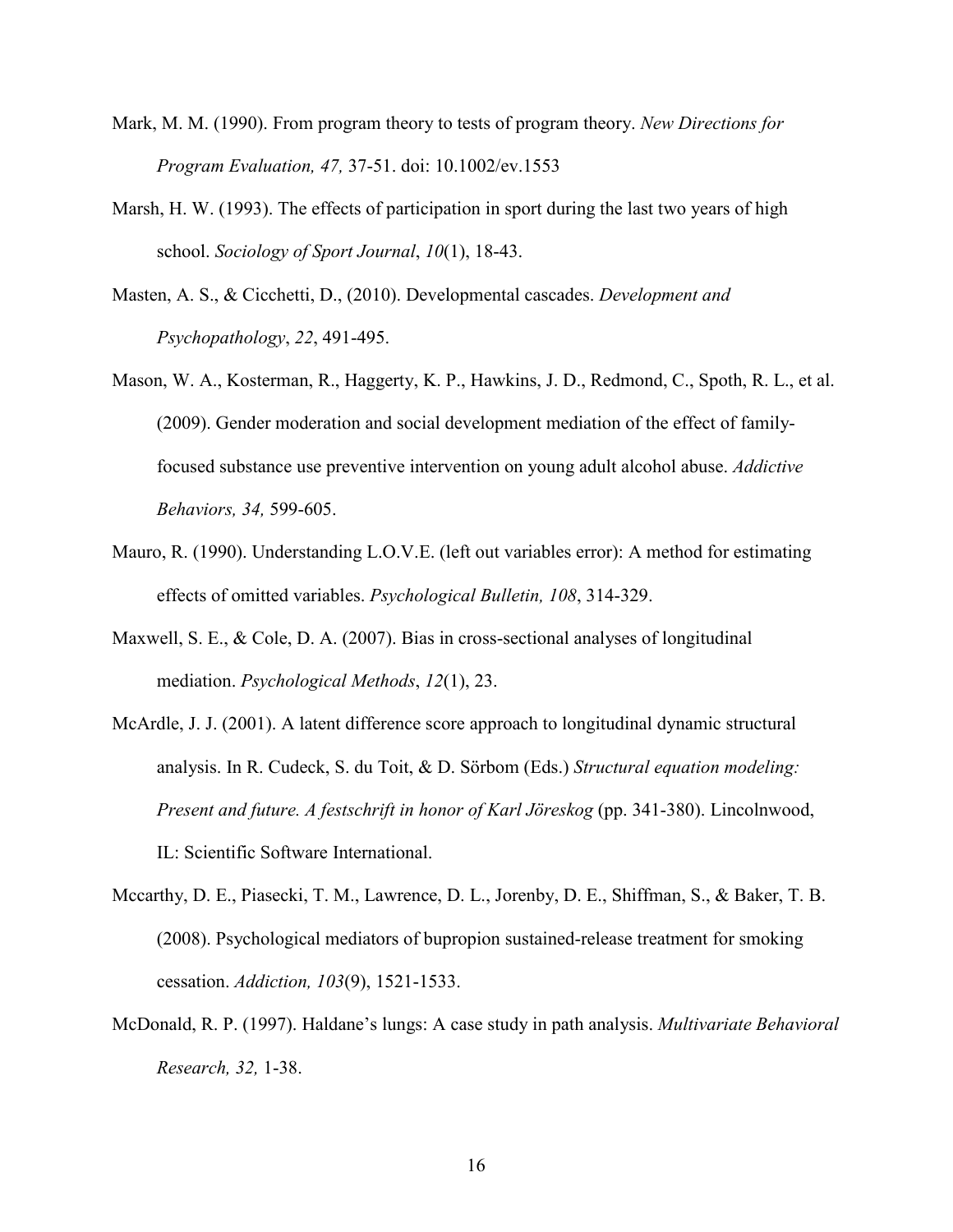Mark, M. M. (1990). From program theory to tests of program theory. *New Directions for Program Evaluation, 47,* 37-51. doi: 10.1002/ev.1553

Marsh, H. W. (1993). The effects of participation in sport during the last two years of high school. *Sociology of Sport Journal*, *10*(1), 18-43.

Masten, A. S., & Cicchetti, D., (2010). Developmental cascades. *Development and Psychopathology*, *22*, 491-495.

Mason, W. A., Kosterman, R., Haggerty, K. P., Hawkins, J. D., Redmond, C., Spoth, R. L., et al. (2009). Gender moderation and social development mediation of the effect of family-focused substance use preventive intervention on young adult alcohol abuse. *Addictive Behaviors, 34,* 599-605.

Mauro, R. (1990). Understanding L.O.V.E. (left out variables error): A method for estimating effects of omitted variables. *Psychological Bulletin, 108*, 314-329.

Maxwell, S. E., & Cole, D. A. (2007). Bias in cross-sectional analyses of longitudinal mediation. *Psychological Methods*, *12*(1), 23.

McArdle, J. J. (2001). A latent difference score approach to longitudinal dynamic structural analysis. In R. Cudeck, S. du Toit, & D. Sörbom (Eds.) *Structural equation modeling: Present and future. A festschrift in honor of Karl Jöreskog* (pp. 341-380). Lincolnwood, IL: Scientific Software International.

Mccarthy, D. E., Piasecki, T. M., Lawrence, D. L., Jorenby, D. E., Shiffman, S., & Baker, T. B. (2008). Psychological mediators of bupropion sustained-release treatment for smoking cessation. *Addiction, 103*(9), 1521-1533.

McDonald, R. P. (1997). Haldane's lungs: A case study in path analysis. *Multivariate Behavioral Research, 32,* 1-38.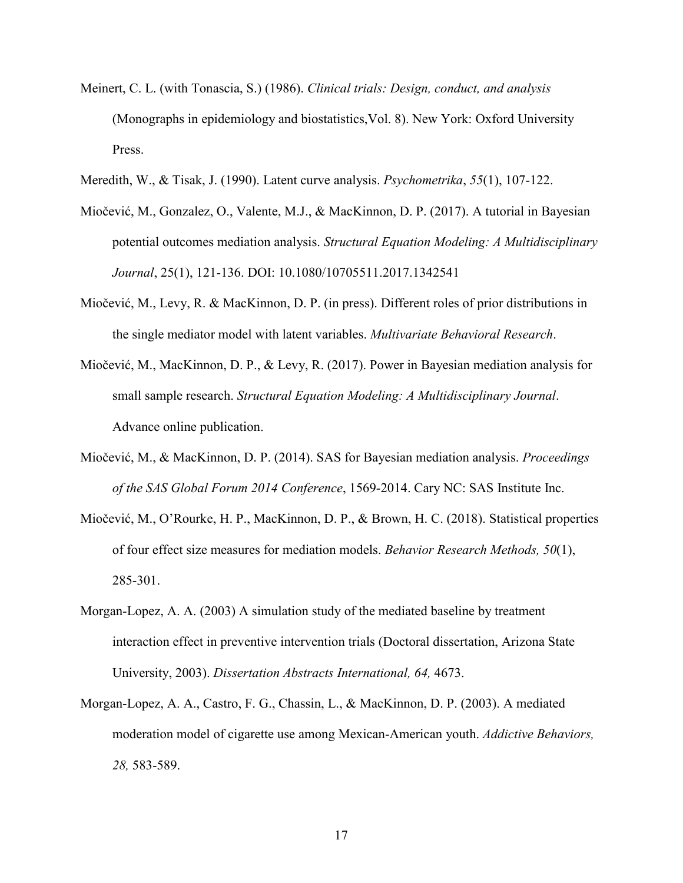Meinert, C. L. (with Tonascia, S.) (1986). *Clinical trials: Design, conduct, and analysis* (Monographs in epidemiology and biostatistics,Vol. 8). New York: Oxford University Press.

Meredith, W., & Tisak, J. (1990). Latent curve analysis. *Psychometrika*, *55*(1), 107-122.

Miočević, M., Gonzalez, O., Valente, M.J., & MacKinnon, D. P. (2017). A tutorial in Bayesian potential outcomes mediation analysis. *Structural Equation Modeling: A Multidisciplinary Journal*, 25(1), 121-136. DOI: 10.1080/10705511.2017.1342541

Miočević, M., Levy, R. & MacKinnon, D. P. (in press). Different roles of prior distributions in the single mediator model with latent variables. *Multivariate Behavioral Research*.

Miočević, M., MacKinnon, D. P., & Levy, R. (2017). Power in Bayesian mediation analysis for small sample research. *Structural Equation Modeling: A Multidisciplinary Journal*. Advance online publication.

Miočević, M., & MacKinnon, D. P. (2014). SAS for Bayesian mediation analysis. *Proceedings of the SAS Global Forum 2014 Conference*, 1569-2014. Cary NC: SAS Institute Inc.

Miočević, M., O'Rourke, H. P., MacKinnon, D. P., & Brown, H. C. (2018). Statistical properties of four effect size measures for mediation models. *Behavior Research Methods, 50*(1), 285-301.

Morgan-Lopez, A. A. (2003) A simulation study of the mediated baseline by treatment interaction effect in preventive intervention trials (Doctoral dissertation, Arizona State University, 2003). *Dissertation Abstracts International, 64,* 4673.

Morgan-Lopez, A. A., Castro, F. G., Chassin, L., & MacKinnon, D. P. (2003). A mediated moderation model of cigarette use among Mexican-American youth. *Addictive Behaviors, 28,* 583-589.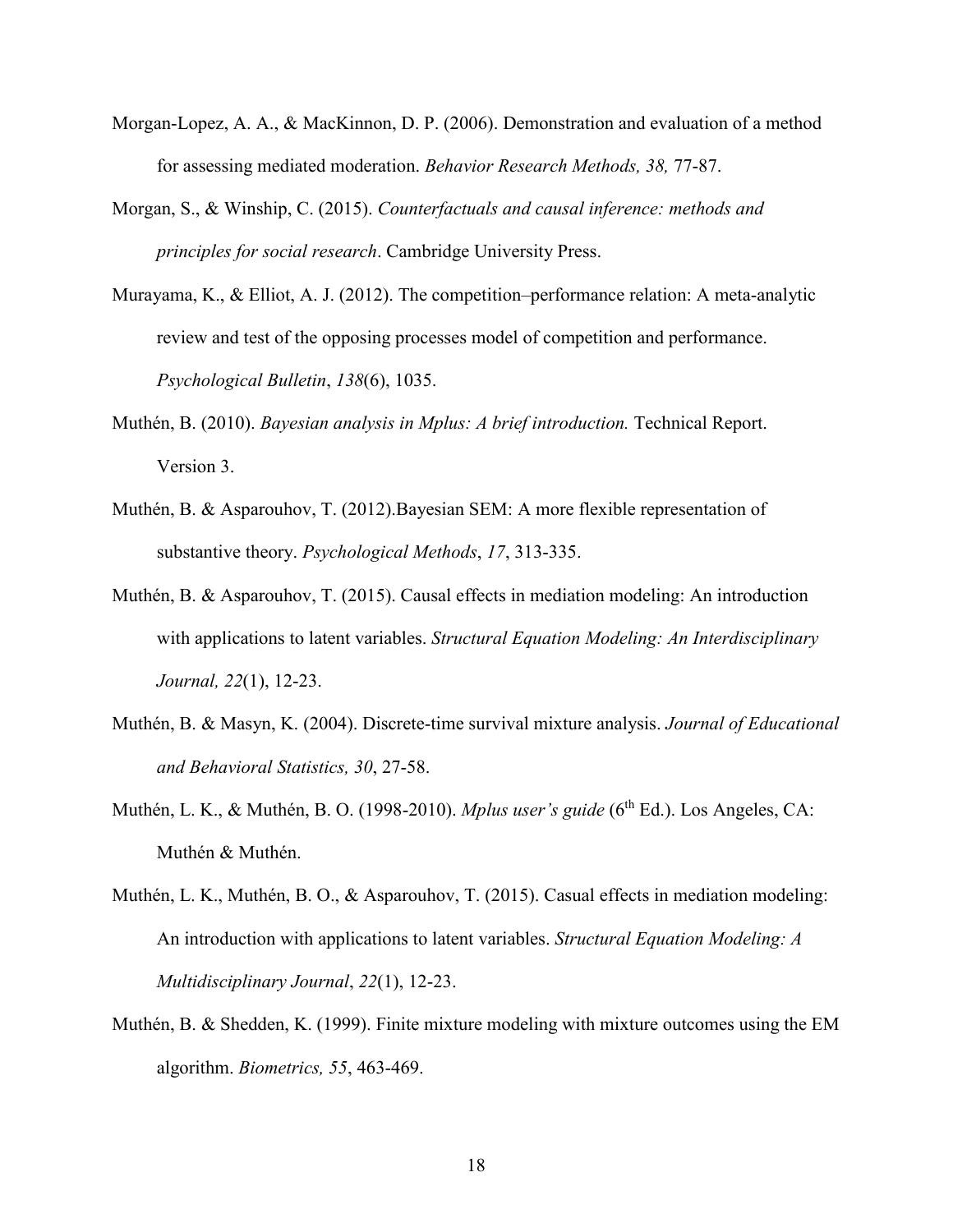Morgan-Lopez, A. A., & MacKinnon, D. P. (2006). Demonstration and evaluation of a method for assessing mediated moderation. *Behavior Research Methods, 38,* 77-87.

Morgan, S., & Winship, C. (2015). *Counterfactuals and causal inference: methods and principles for social research*. Cambridge University Press.

Murayama, K., & Elliot, A. J. (2012). The competition–performance relation: A meta-analytic review and test of the opposing processes model of competition and performance. *Psychological Bulletin*, *138*(6), 1035.

Muthén, B. (2010). *Bayesian analysis in Mplus: A brief introduction.* Technical Report. Version 3.

Muthén, B. & Asparouhov, T. (2012).Bayesian SEM: A more flexible representation of substantive theory. *Psychological Methods*, *17*, 313-335.

Muthén, B. & Asparouhov, T. (2015). Causal effects in mediation modeling: An introduction with applications to latent variables. *Structural Equation Modeling: An Interdisciplinary Journal, 22*(1), 12-23.

Muthén, B. & Masyn, K. (2004). Discrete-time survival mixture analysis. *Journal of Educational and Behavioral Statistics, 30*, 27-58.

Muthén, L. K., & Muthén, B. O. (1998-2010). *Mplus user's guide* (6th Ed.). Los Angeles, CA: Muthén & Muthén.

Muthén, L. K., Muthén, B. O., & Asparouhov, T. (2015). Casual effects in mediation modeling: An introduction with applications to latent variables. *Structural Equation Modeling: A Multidisciplinary Journal*, *22*(1), 12-23.

Muthén, B. & Shedden, K. (1999). Finite mixture modeling with mixture outcomes using the EM algorithm. *Biometrics, 55*, 463-469.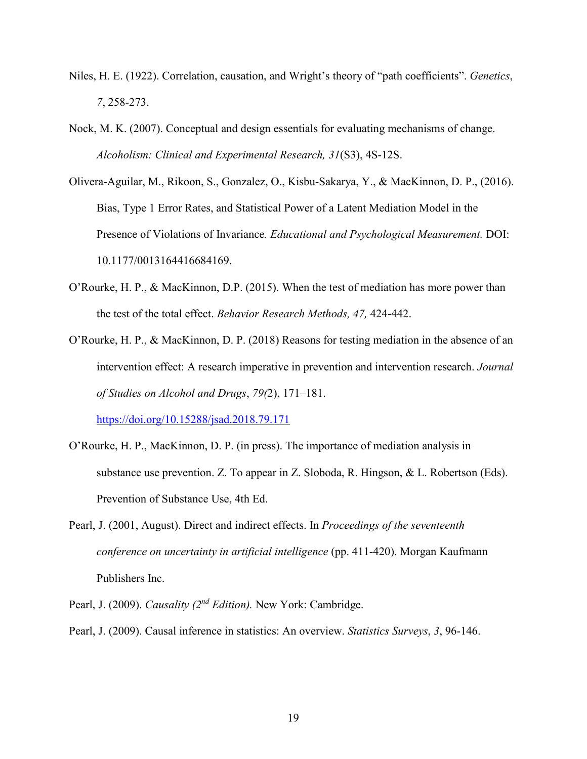Niles, H. E. (1922). Correlation, causation, and Wright's theory of "path coefficients". *Genetics*, *7*, 258-273.

Nock, M. K. (2007). Conceptual and design essentials for evaluating mechanisms of change. *Alcoholism: Clinical and Experimental Research, 31*(S3), 4S-12S.

Olivera-Aguilar, M., Rikoon, S., Gonzalez, O., Kisbu-Sakarya, Y., & MacKinnon, D. P., (2016). Bias, Type 1 Error Rates, and Statistical Power of a Latent Mediation Model in the Presence of Violations of Invariance*. Educational and Psychological Measurement.* DOI: 10.1177/0013164416684169.

O'Rourke, H. P., & MacKinnon, D.P. (2015). When the test of mediation has more power than the test of the total effect. *Behavior Research Methods, 47,* 424-442.

O'Rourke, H. P., & MacKinnon, D. P. (2018) Reasons for testing mediation in the absence of an intervention effect: A research imperative in prevention and intervention research. *Journal of Studies on Alcohol and Drugs*, *79(*2), 171–181. https://doi.org/10.15288/jsad.2018.79.171

O'Rourke, H. P., MacKinnon, D. P. (in press). The importance of mediation analysis in substance use prevention. Z. To appear in Z. Sloboda, R. Hingson, & L. Robertson (Eds). Prevention of Substance Use, 4th Ed.

Pearl, J. (2001, August). Direct and indirect effects. In *Proceedings of the seventeenth conference on uncertainty in artificial intelligence* (pp. 411-420). Morgan Kaufmann Publishers Inc.

Pearl, J. (2009). *Causality (2nd Edition).* New York: Cambridge.

Pearl, J. (2009). Causal inference in statistics: An overview. *Statistics Surveys*, *3*, 96-146.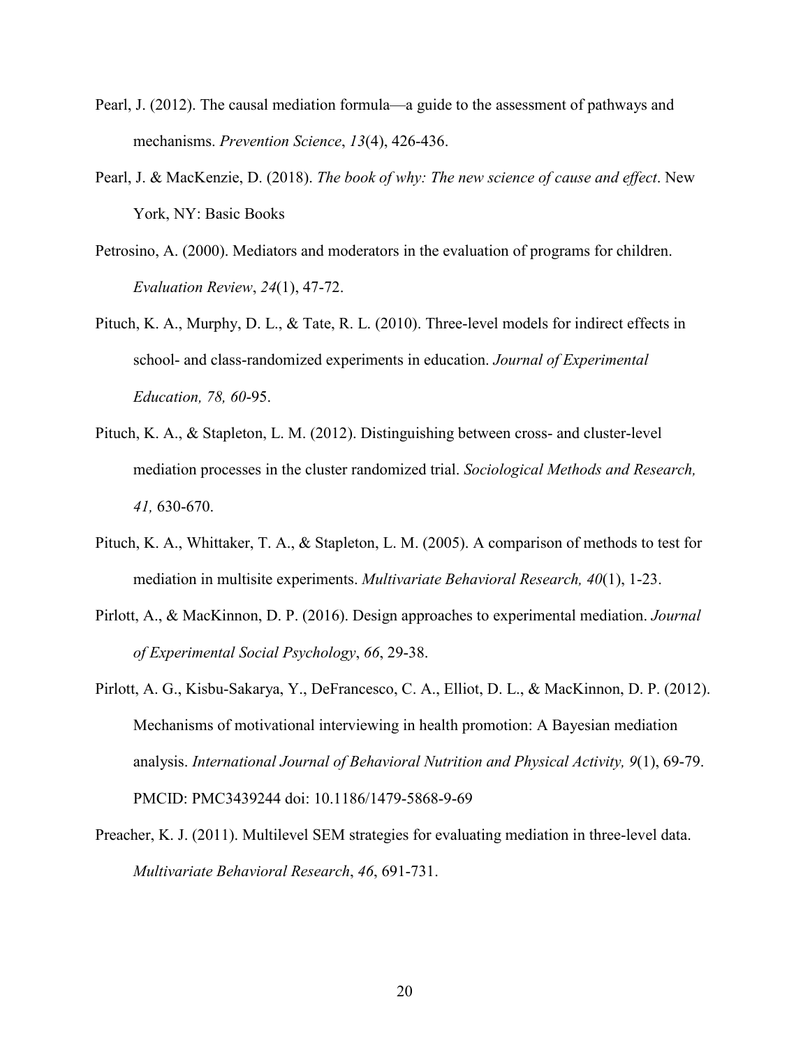Pearl, J. (2012). The causal mediation formula—a guide to the assessment of pathways and mechanisms. *Prevention Science*, *13*(4), 426-436.

Pearl, J. & MacKenzie, D. (2018). *The book of why: The new science of cause and effect*. New York, NY: Basic Books

Petrosino, A. (2000). Mediators and moderators in the evaluation of programs for children. *Evaluation Review*, *24*(1), 47-72.

Pituch, K. A., Murphy, D. L., & Tate, R. L. (2010). Three-level models for indirect effects in school- and class-randomized experiments in education. *Journal of Experimental Education, 78, 60*-95.

Pituch, K. A., & Stapleton, L. M. (2012). Distinguishing between cross- and cluster-level mediation processes in the cluster randomized trial. *Sociological Methods and Research, 41,* 630-670.

Pituch, K. A., Whittaker, T. A., & Stapleton, L. M. (2005). A comparison of methods to test for mediation in multisite experiments. *Multivariate Behavioral Research, 40*(1), 1-23.

Pirlott, A., & MacKinnon, D. P. (2016). Design approaches to experimental mediation. *Journal of Experimental Social Psychology*, *66*, 29-38.

Pirlott, A. G., Kisbu-Sakarya, Y., DeFrancesco, C. A., Elliot, D. L., & MacKinnon, D. P. (2012). Mechanisms of motivational interviewing in health promotion: A Bayesian mediation analysis. *International Journal of Behavioral Nutrition and Physical Activity, 9*(1), 69-79. PMCID: PMC3439244 doi: 10.1186/1479-5868-9-69

Preacher, K. J. (2011). Multilevel SEM strategies for evaluating mediation in three-level data. *Multivariate Behavioral Research*, *46*, 691-731.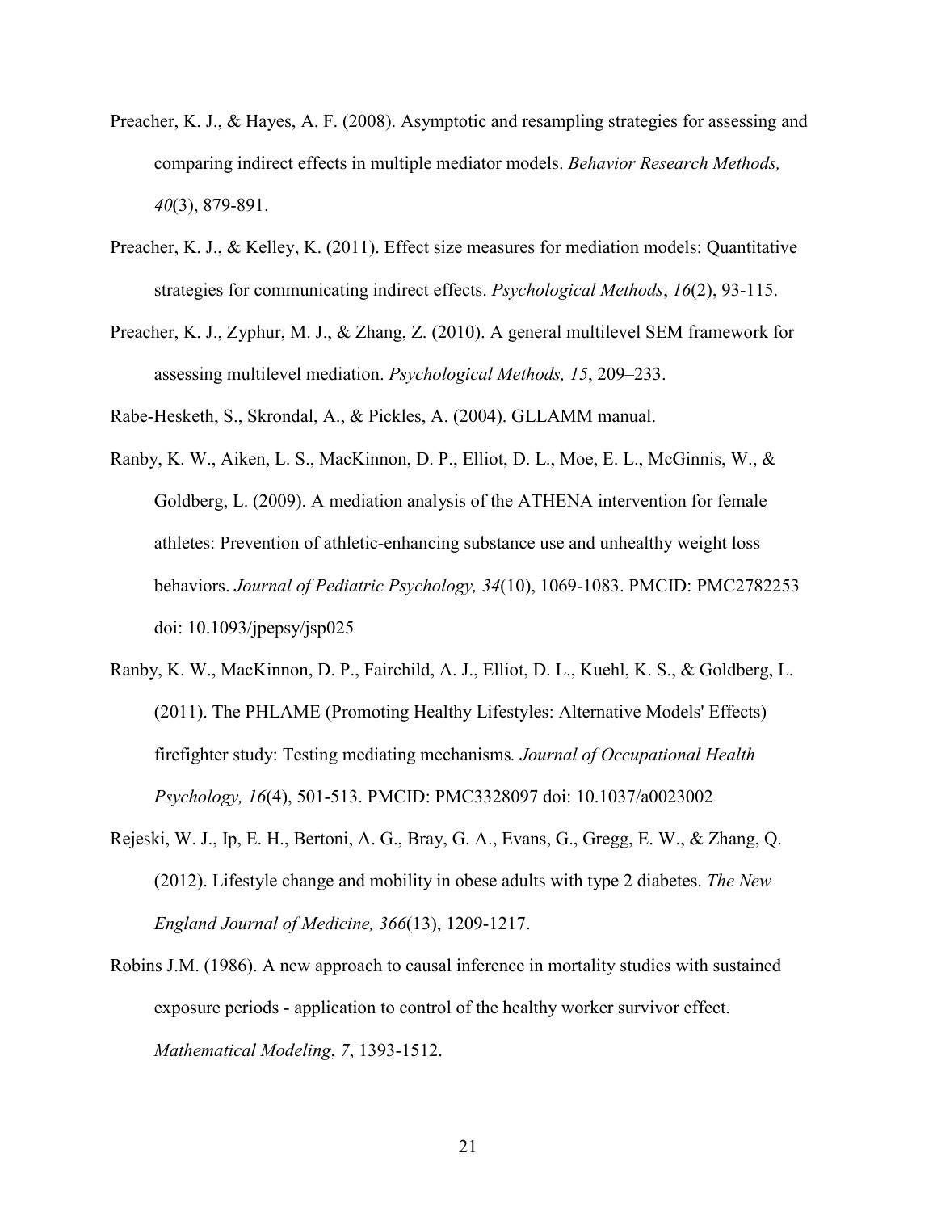Preacher, K. J., & Hayes, A. F. (2008). Asymptotic and resampling strategies for assessing and comparing indirect effects in multiple mediator models. *Behavior Research Methods, 40*(3), 879-891.

Preacher, K. J., & Kelley, K. (2011). Effect size measures for mediation models: Quantitative strategies for communicating indirect effects. *Psychological Methods*, *16*(2), 93-115.

Preacher, K. J., Zyphur, M. J., & Zhang, Z. (2010). A general multilevel SEM framework for assessing multilevel mediation. *Psychological Methods, 15*, 209–233.

Rabe-Hesketh, S., Skrondal, A., & Pickles, A. (2004). GLLAMM manual.

Ranby, K. W., Aiken, L. S., MacKinnon, D. P., Elliot, D. L., Moe, E. L., McGinnis, W., & Goldberg, L. (2009). A mediation analysis of the ATHENA intervention for female athletes: Prevention of athletic-enhancing substance use and unhealthy weight loss behaviors. *Journal of Pediatric Psychology, 34*(10), 1069-1083. PMCID: PMC2782253 doi: 10.1093/jpepsy/jsp025

Ranby, K. W., MacKinnon, D. P., Fairchild, A. J., Elliot, D. L., Kuehl, K. S., & Goldberg, L. (2011). The PHLAME (Promoting Healthy Lifestyles: Alternative Models' Effects) firefighter study: Testing mediating mechanisms*. Journal of Occupational Health Psychology, 16*(4), 501-513. PMCID: PMC3328097 doi: 10.1037/a0023002

Rejeski, W. J., Ip, E. H., Bertoni, A. G., Bray, G. A., Evans, G., Gregg, E. W., & Zhang, Q. (2012). Lifestyle change and mobility in obese adults with type 2 diabetes. *The New England Journal of Medicine, 366*(13), 1209-1217.

Robins J.M. (1986). A new approach to causal inference in mortality studies with sustained exposure periods - application to control of the healthy worker survivor effect. *Mathematical Modeling*, *7*, 1393-1512.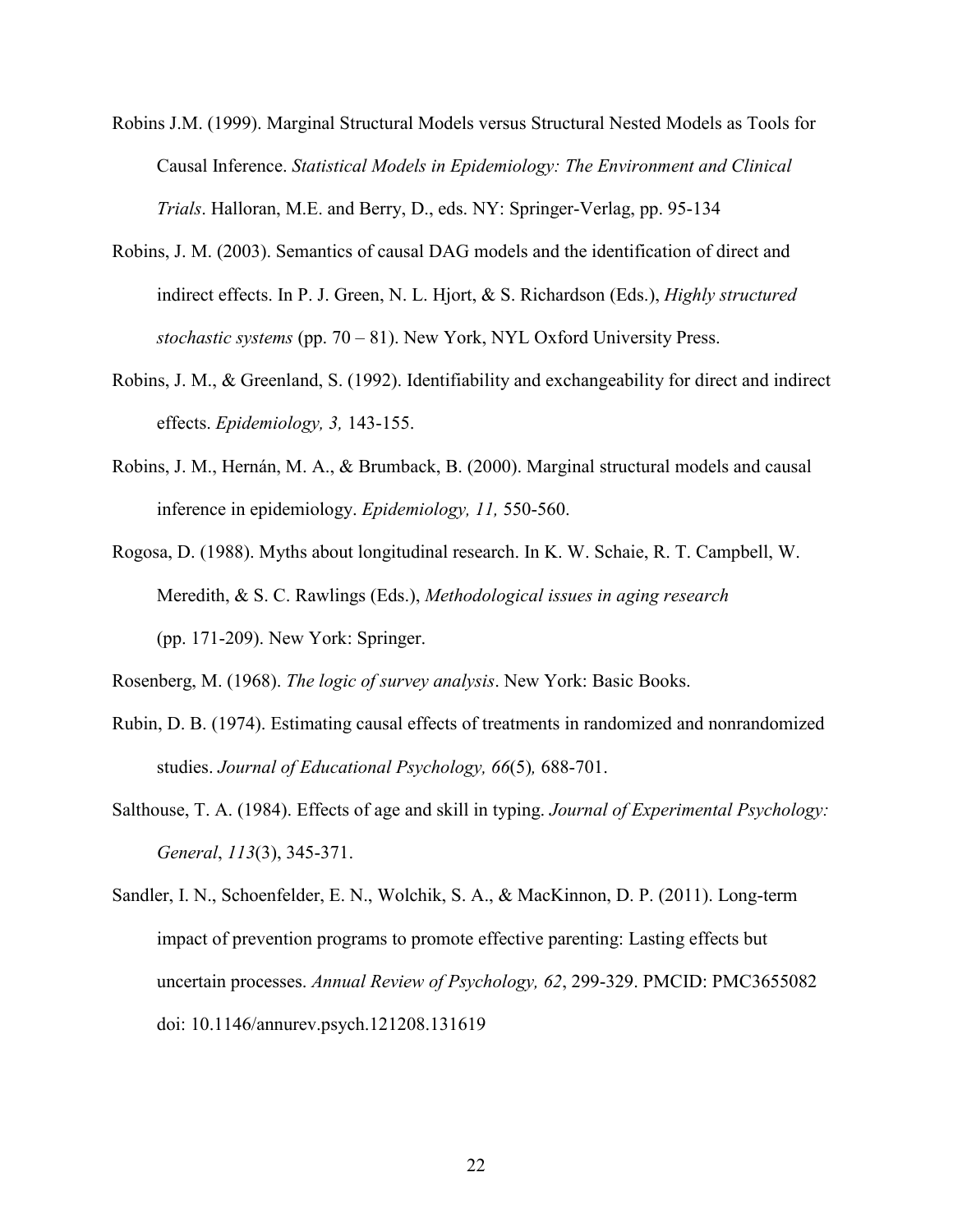Robins J.M. (1999). Marginal Structural Models versus Structural Nested Models as Tools for Causal Inference. *Statistical Models in Epidemiology: The Environment and Clinical Trials*. Halloran, M.E. and Berry, D., eds. NY: Springer-Verlag, pp. 95-134

Robins, J. M. (2003). Semantics of causal DAG models and the identification of direct and indirect effects. In P. J. Green, N. L. Hjort, & S. Richardson (Eds.), *Highly structured stochastic systems* (pp. 70 – 81). New York, NYL Oxford University Press.

Robins, J. M., & Greenland, S. (1992). Identifiability and exchangeability for direct and indirect effects. *Epidemiology, 3,* 143-155.

Robins, J. M., Hernán, M. A., & Brumback, B. (2000). Marginal structural models and causal inference in epidemiology. *Epidemiology, 11,* 550-560.

Rogosa, D. (1988). Myths about longitudinal research. In K. W. Schaie, R. T. Campbell, W. Meredith, & S. C. Rawlings (Eds.), *Methodological issues in aging research* (pp. 171-209). New York: Springer.

Rosenberg, M. (1968). *The logic of survey analysis*. New York: Basic Books.

Rubin, D. B. (1974). Estimating causal effects of treatments in randomized and nonrandomized studies. *Journal of Educational Psychology, 66*(5)*,* 688-701.

Salthouse, T. A. (1984). Effects of age and skill in typing. *Journal of Experimental Psychology: General*, *113*(3), 345-371.

Sandler, I. N., Schoenfelder, E. N., Wolchik, S. A., & MacKinnon, D. P. (2011). Long-term impact of prevention programs to promote effective parenting: Lasting effects but uncertain processes. *Annual Review of Psychology, 62*, 299-329. PMCID: PMC3655082 doi: 10.1146/annurev.psych.121208.131619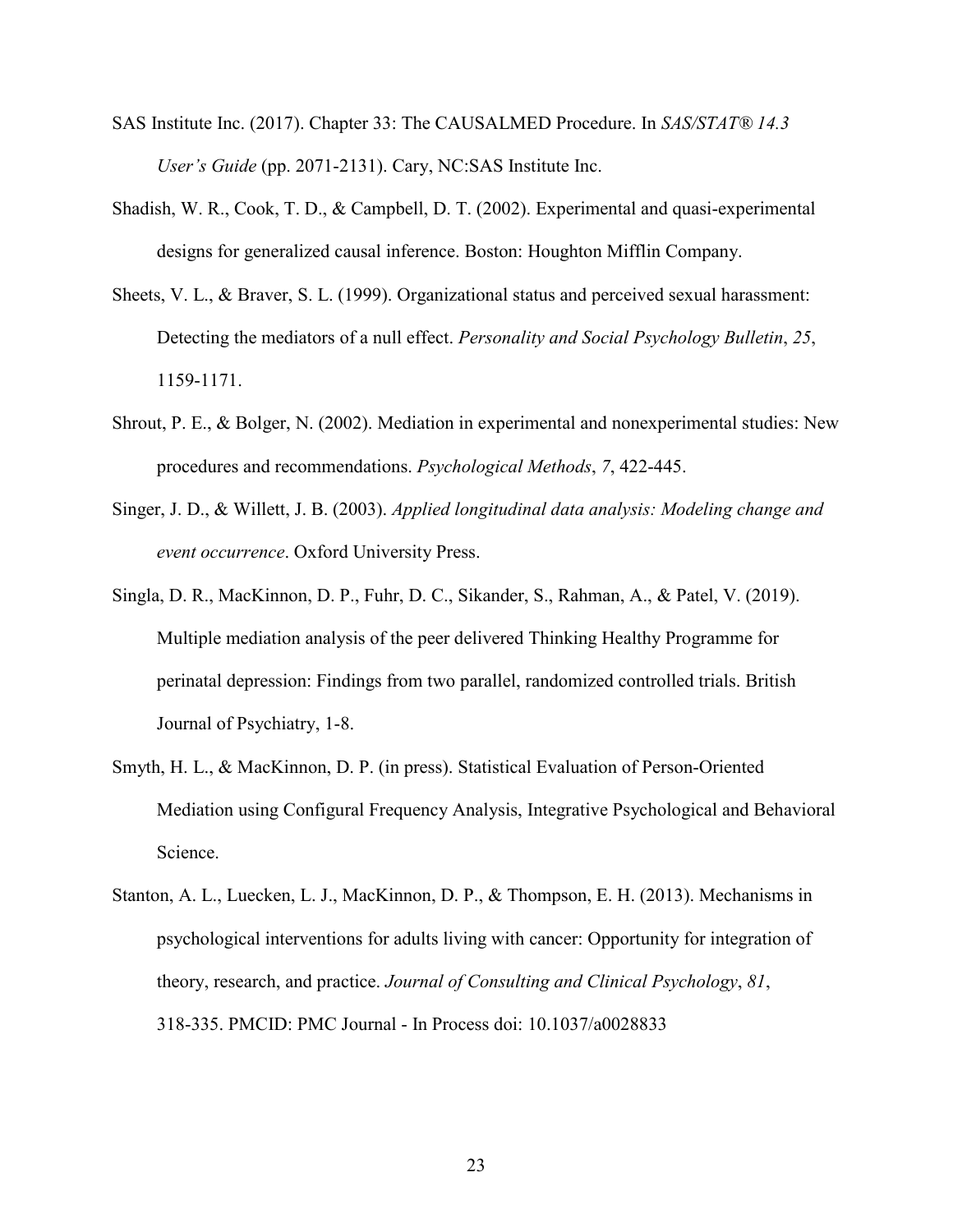SAS Institute Inc. (2017). Chapter 33: The CAUSALMED Procedure. In *SAS/STAT® 14.3 User's Guide* (pp. 2071-2131). Cary, NC:SAS Institute Inc.

Shadish, W. R., Cook, T. D., & Campbell, D. T. (2002). Experimental and quasi-experimental designs for generalized causal inference. Boston: Houghton Mifflin Company.

Sheets, V. L., & Braver, S. L. (1999). Organizational status and perceived sexual harassment: Detecting the mediators of a null effect. *Personality and Social Psychology Bulletin*, *25*, 1159-1171.

Shrout, P. E., & Bolger, N. (2002). Mediation in experimental and nonexperimental studies: New procedures and recommendations. *Psychological Methods*, *7*, 422-445.

Singer, J. D., & Willett, J. B. (2003). *Applied longitudinal data analysis: Modeling change and event occurrence*. Oxford University Press.

Singla, D. R., MacKinnon, D. P., Fuhr, D. C., Sikander, S., Rahman, A., & Patel, V. (2019). Multiple mediation analysis of the peer delivered Thinking Healthy Programme for perinatal depression: Findings from two parallel, randomized controlled trials. British Journal of Psychiatry, 1-8.

Smyth, H. L., & MacKinnon, D. P. (in press). Statistical Evaluation of Person-Oriented Mediation using Configural Frequency Analysis, Integrative Psychological and Behavioral Science.

Stanton, A. L., Luecken, L. J., MacKinnon, D. P., & Thompson, E. H. (2013). Mechanisms in psychological interventions for adults living with cancer: Opportunity for integration of theory, research, and practice. *Journal of Consulting and Clinical Psychology*, *81*, 318-335. PMCID: PMC Journal - In Process doi: 10.1037/a0028833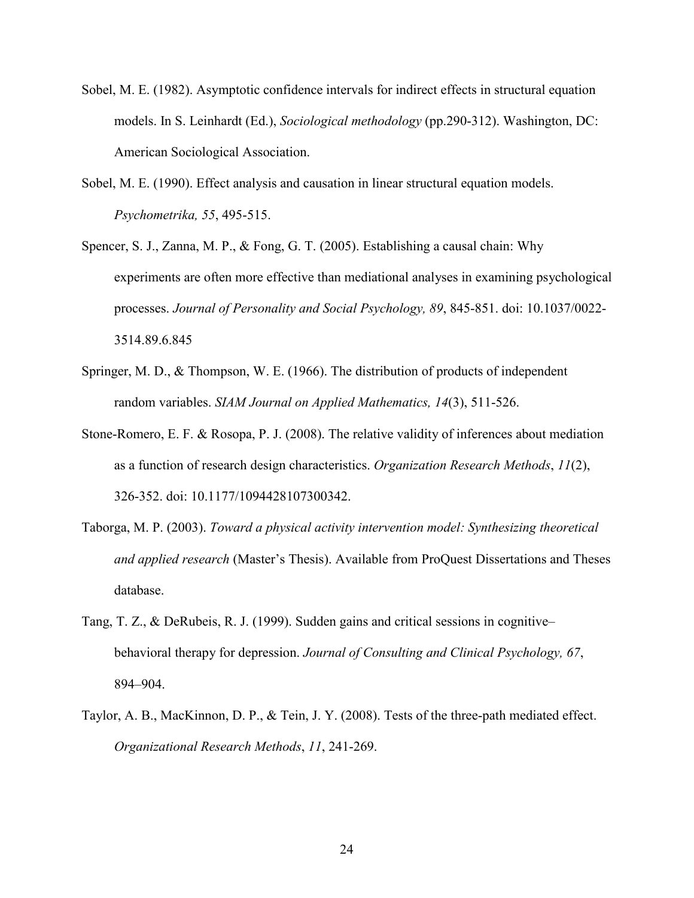Sobel, M. E. (1982). Asymptotic confidence intervals for indirect effects in structural equation models. In S. Leinhardt (Ed.), *Sociological methodology* (pp.290-312). Washington, DC: American Sociological Association.

Sobel, M. E. (1990). Effect analysis and causation in linear structural equation models. *Psychometrika, 55*, 495-515.

Spencer, S. J., Zanna, M. P., & Fong, G. T. (2005). Establishing a causal chain: Why experiments are often more effective than mediational analyses in examining psychological processes. *Journal of Personality and Social Psychology, 89*, 845-851. doi: 10.1037/0022-3514.89.6.845

Springer, M. D., & Thompson, W. E. (1966). The distribution of products of independent random variables. *SIAM Journal on Applied Mathematics, 14*(3), 511-526.

Stone-Romero, E. F. & Rosopa, P. J. (2008). The relative validity of inferences about mediation as a function of research design characteristics. *Organization Research Methods*, *11*(2), 326-352. doi: 10.1177/1094428107300342.

Taborga, M. P. (2003). *Toward a physical activity intervention model: Synthesizing theoretical and applied research* (Master's Thesis). Available from ProQuest Dissertations and Theses database.

Tang, T. Z., & DeRubeis, R. J. (1999). Sudden gains and critical sessions in cognitive–behavioral therapy for depression. *Journal of Consulting and Clinical Psychology, 67*, 894–904.

Taylor, A. B., MacKinnon, D. P., & Tein, J. Y. (2008). Tests of the three-path mediated effect. *Organizational Research Methods*, *11*, 241-269.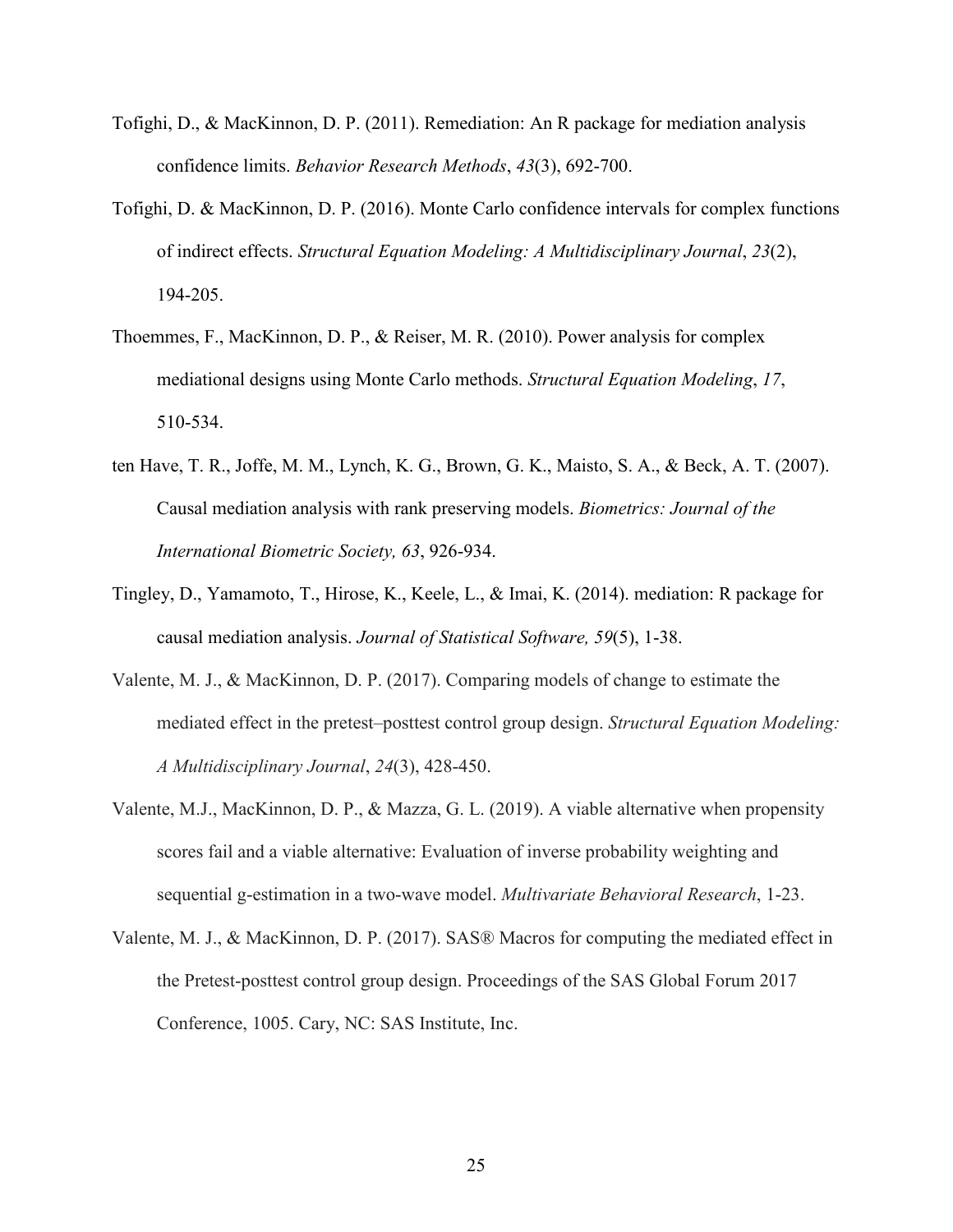Tofighi, D., & MacKinnon, D. P. (2011). Remediation: An R package for mediation analysis confidence limits. *Behavior Research Methods*, *43*(3), 692-700.

Tofighi, D. & MacKinnon, D. P. (2016). Monte Carlo confidence intervals for complex functions of indirect effects. *Structural Equation Modeling: A Multidisciplinary Journal*, *23*(2), 194-205.

Thoemmes, F., MacKinnon, D. P., & Reiser, M. R. (2010). Power analysis for complex mediational designs using Monte Carlo methods. *Structural Equation Modeling*, *17*, 510-534.

ten Have, T. R., Joffe, M. M., Lynch, K. G., Brown, G. K., Maisto, S. A., & Beck, A. T. (2007). Causal mediation analysis with rank preserving models. *Biometrics: Journal of the International Biometric Society, 63*, 926-934.

Tingley, D., Yamamoto, T., Hirose, K., Keele, L., & Imai, K. (2014). mediation: R package for causal mediation analysis. *Journal of Statistical Software, 59*(5), 1-38.

Valente, M. J., & MacKinnon, D. P. (2017). Comparing models of change to estimate the mediated effect in the pretest–posttest control group design. *Structural Equation Modeling: A Multidisciplinary Journal*, *24*(3), 428-450.

Valente, M.J., MacKinnon, D. P., & Mazza, G. L. (2019). A viable alternative when propensity scores fail and a viable alternative: Evaluation of inverse probability weighting and sequential g-estimation in a two-wave model. *Multivariate Behavioral Research*, 1-23.

Valente, M. J., & MacKinnon, D. P. (2017). SAS® Macros for computing the mediated effect in the Pretest-posttest control group design. Proceedings of the SAS Global Forum 2017 Conference, 1005. Cary, NC: SAS Institute, Inc.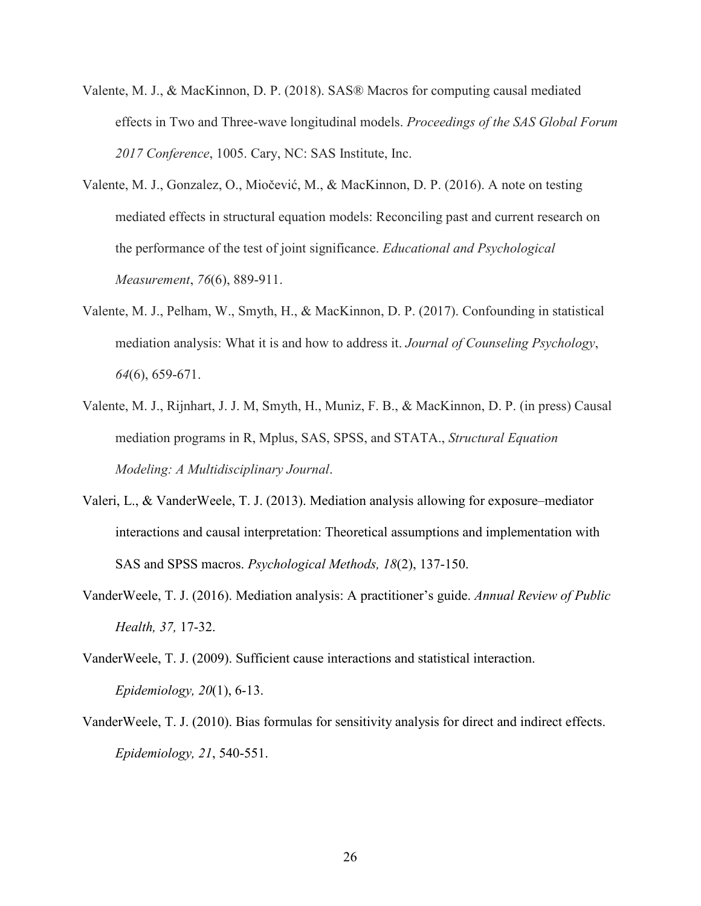Valente, M. J., & MacKinnon, D. P. (2018). SAS® Macros for computing causal mediated effects in Two and Three-wave longitudinal models. *Proceedings of the SAS Global Forum 2017 Conference*, 1005. Cary, NC: SAS Institute, Inc.

Valente, M. J., Gonzalez, O., Miočević, M., & MacKinnon, D. P. (2016). A note on testing mediated effects in structural equation models: Reconciling past and current research on the performance of the test of joint significance. *Educational and Psychological Measurement*, *76*(6), 889-911.

Valente, M. J., Pelham, W., Smyth, H., & MacKinnon, D. P. (2017). Confounding in statistical mediation analysis: What it is and how to address it. *Journal of Counseling Psychology*, *64*(6), 659-671.

Valente, M. J., Rijnhart, J. J. M, Smyth, H., Muniz, F. B., & MacKinnon, D. P. (in press) Causal mediation programs in R, Mplus, SAS, SPSS, and STATA., *Structural Equation Modeling: A Multidisciplinary Journal*.

Valeri, L., & VanderWeele, T. J. (2013). Mediation analysis allowing for exposure–mediator interactions and causal interpretation: Theoretical assumptions and implementation with SAS and SPSS macros. *Psychological Methods, 18*(2), 137-150.

VanderWeele, T. J. (2016). Mediation analysis: A practitioner's guide. *Annual Review of Public Health, 37,* 17-32.

VanderWeele, T. J. (2009). Sufficient cause interactions and statistical interaction. *Epidemiology, 20*(1), 6-13.

VanderWeele, T. J. (2010). Bias formulas for sensitivity analysis for direct and indirect effects. *Epidemiology, 21*, 540-551.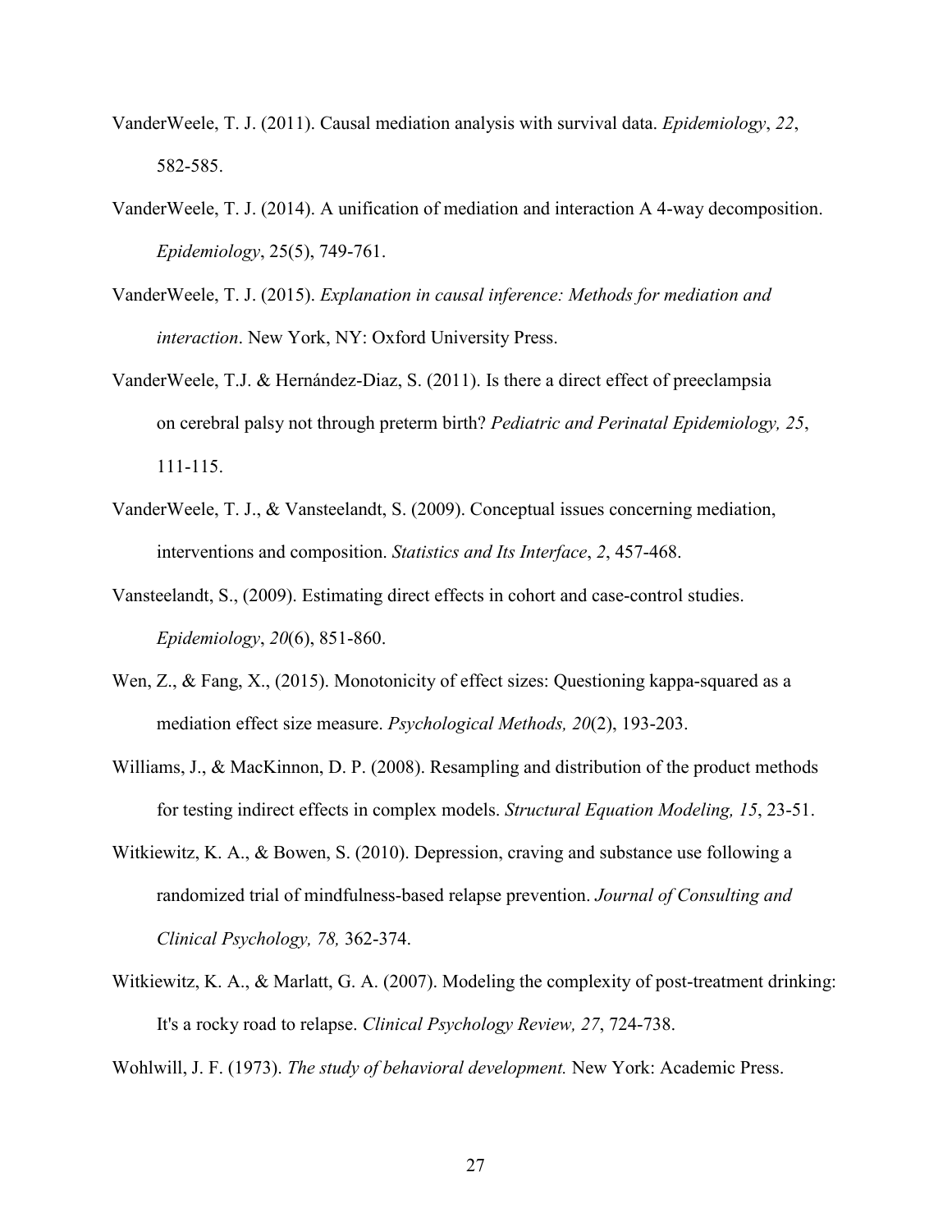VanderWeele, T. J. (2011). Causal mediation analysis with survival data. *Epidemiology*, *22*, 582-585.

VanderWeele, T. J. (2014). A unification of mediation and interaction A 4-way decomposition. *Epidemiology*, 25(5), 749-761.

VanderWeele, T. J. (2015). *Explanation in causal inference: Methods for mediation and interaction*. New York, NY: Oxford University Press.

VanderWeele, T.J. & Hernández-Diaz, S. (2011). Is there a direct effect of preeclampsia on cerebral palsy not through preterm birth? *Pediatric and Perinatal Epidemiology, 25*, 111-115.

VanderWeele, T. J., & Vansteelandt, S. (2009). Conceptual issues concerning mediation, interventions and composition. *Statistics and Its Interface*, *2*, 457-468.

Vansteelandt, S., (2009). Estimating direct effects in cohort and case-control studies. *Epidemiology*, *20*(6), 851-860.

Wen, Z., & Fang, X., (2015). Monotonicity of effect sizes: Questioning kappa-squared as a mediation effect size measure. *Psychological Methods, 20*(2), 193-203.

Williams, J., & MacKinnon, D. P. (2008). Resampling and distribution of the product methods for testing indirect effects in complex models. *Structural Equation Modeling, 15*, 23-51.

Witkiewitz, K. A., & Bowen, S. (2010). Depression, craving and substance use following a randomized trial of mindfulness-based relapse prevention. *Journal of Consulting and Clinical Psychology, 78,* 362-374.

Witkiewitz, K. A., & Marlatt, G. A. (2007). Modeling the complexity of post-treatment drinking: It's a rocky road to relapse. *Clinical Psychology Review, 27*, 724-738.

Wohlwill, J. F. (1973). *The study of behavioral development.* New York: Academic Press.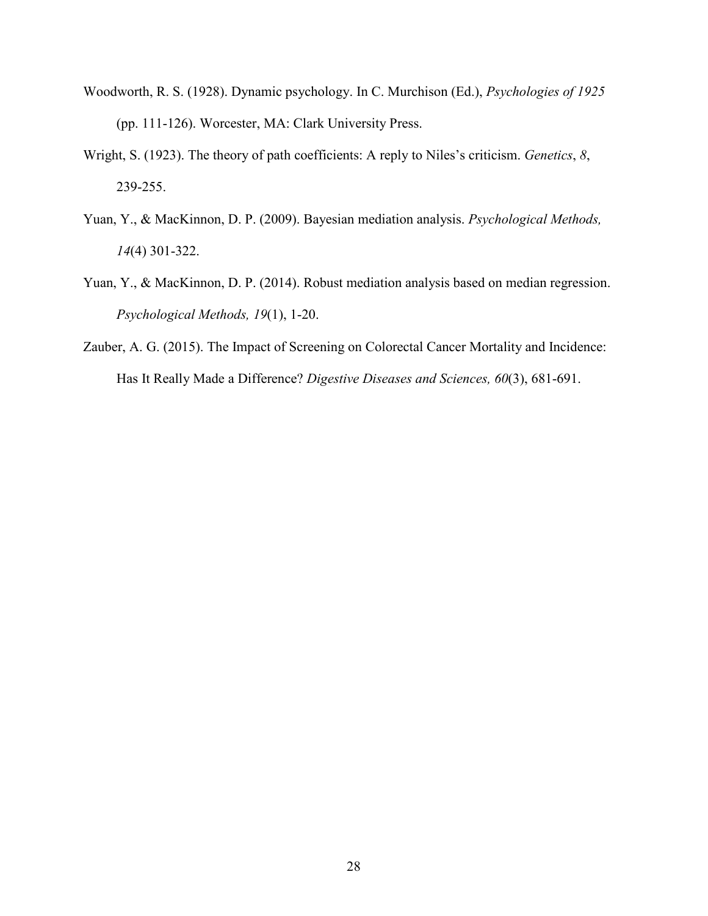Woodworth, R. S. (1928). Dynamic psychology. In C. Murchison (Ed.), *Psychologies of 1925* (pp. 111-126). Worcester, MA: Clark University Press.

Wright, S. (1923). The theory of path coefficients: A reply to Niles's criticism. *Genetics*, *8*, 239-255.

Yuan, Y., & MacKinnon, D. P. (2009). Bayesian mediation analysis. *Psychological Methods, 14*(4) 301-322.

Yuan, Y., & MacKinnon, D. P. (2014). Robust mediation analysis based on median regression. *Psychological Methods, 19*(1), 1-20.

Zauber, A. G. (2015). The Impact of Screening on Colorectal Cancer Mortality and Incidence: Has It Really Made a Difference? *Digestive Diseases and Sciences, 60*(3), 681-691.